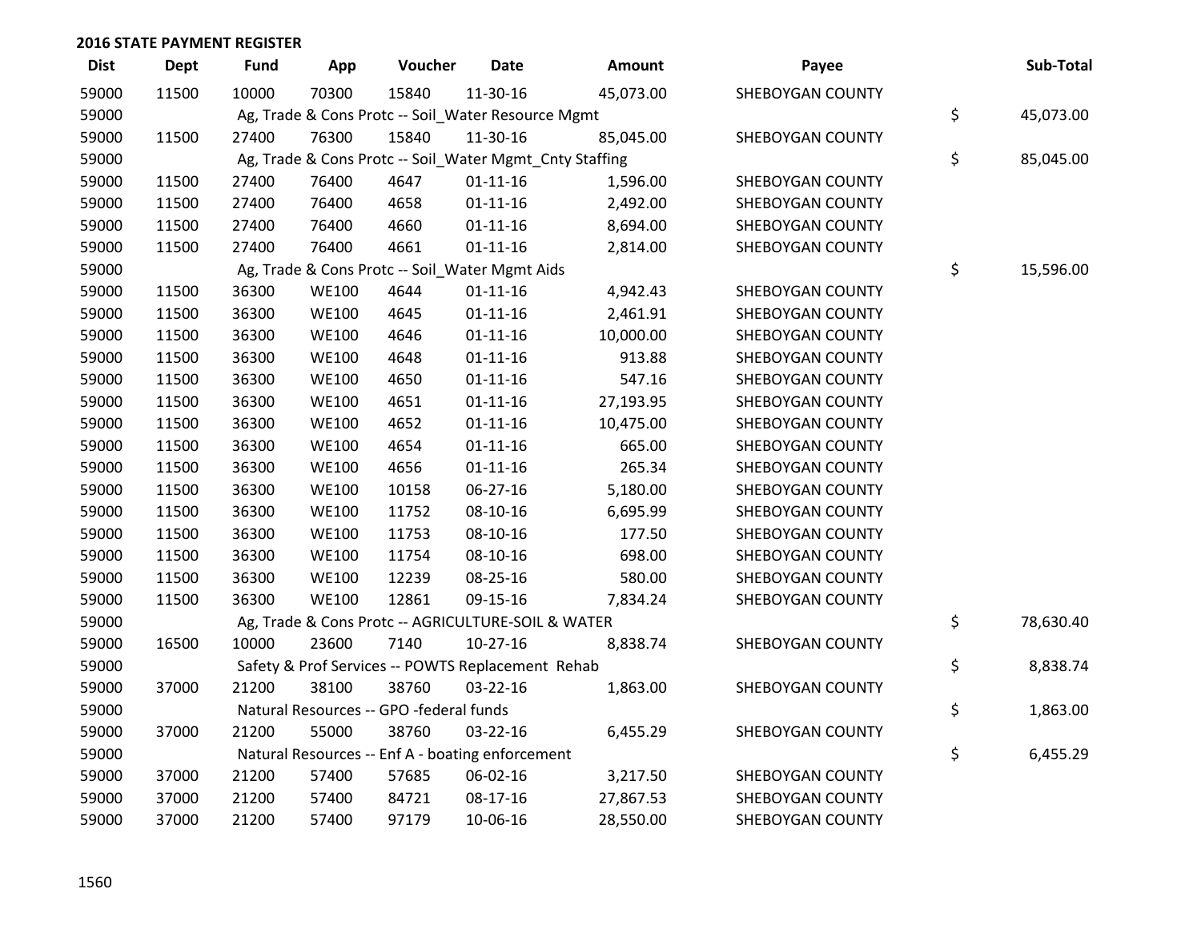## 2016 STATE PAYMENT REGISTER

| Dist | Dept | Fund | App | Voucher | Date | Amount | Payee | Sub-Total |
|---|---|---|---|---|---|---|---|---|
| 59000 | 11500 | 10000 | 70300 | 15840 | 11-30-16 | 45,073.00 | SHEBOYGAN COUNTY | |
| 59000 | | Ag, Trade & Cons Protc -- Soil_Water Resource Mgmt | | | | | | $ 45,073.00 |
| 59000 | 11500 | 27400 | 76300 | 15840 | 11-30-16 | 85,045.00 | SHEBOYGAN COUNTY | |
| 59000 | | Ag, Trade & Cons Protc -- Soil_Water Mgmt_Cnty Staffing | | | | | | $ 85,045.00 |
| 59000 | 11500 | 27400 | 76400 | 4647 | 01-11-16 | 1,596.00 | SHEBOYGAN COUNTY | |
| 59000 | 11500 | 27400 | 76400 | 4658 | 01-11-16 | 2,492.00 | SHEBOYGAN COUNTY | |
| 59000 | 11500 | 27400 | 76400 | 4660 | 01-11-16 | 8,694.00 | SHEBOYGAN COUNTY | |
| 59000 | 11500 | 27400 | 76400 | 4661 | 01-11-16 | 2,814.00 | SHEBOYGAN COUNTY | |
| 59000 | | Ag, Trade & Cons Protc -- Soil_Water Mgmt Aids | | | | | | $ 15,596.00 |
| 59000 | 11500 | 36300 | WE100 | 4644 | 01-11-16 | 4,942.43 | SHEBOYGAN COUNTY | |
| 59000 | 11500 | 36300 | WE100 | 4645 | 01-11-16 | 2,461.91 | SHEBOYGAN COUNTY | |
| 59000 | 11500 | 36300 | WE100 | 4646 | 01-11-16 | 10,000.00 | SHEBOYGAN COUNTY | |
| 59000 | 11500 | 36300 | WE100 | 4648 | 01-11-16 | 913.88 | SHEBOYGAN COUNTY | |
| 59000 | 11500 | 36300 | WE100 | 4650 | 01-11-16 | 547.16 | SHEBOYGAN COUNTY | |
| 59000 | 11500 | 36300 | WE100 | 4651 | 01-11-16 | 27,193.95 | SHEBOYGAN COUNTY | |
| 59000 | 11500 | 36300 | WE100 | 4652 | 01-11-16 | 10,475.00 | SHEBOYGAN COUNTY | |
| 59000 | 11500 | 36300 | WE100 | 4654 | 01-11-16 | 665.00 | SHEBOYGAN COUNTY | |
| 59000 | 11500 | 36300 | WE100 | 4656 | 01-11-16 | 265.34 | SHEBOYGAN COUNTY | |
| 59000 | 11500 | 36300 | WE100 | 10158 | 06-27-16 | 5,180.00 | SHEBOYGAN COUNTY | |
| 59000 | 11500 | 36300 | WE100 | 11752 | 08-10-16 | 6,695.99 | SHEBOYGAN COUNTY | |
| 59000 | 11500 | 36300 | WE100 | 11753 | 08-10-16 | 177.50 | SHEBOYGAN COUNTY | |
| 59000 | 11500 | 36300 | WE100 | 11754 | 08-10-16 | 698.00 | SHEBOYGAN COUNTY | |
| 59000 | 11500 | 36300 | WE100 | 12239 | 08-25-16 | 580.00 | SHEBOYGAN COUNTY | |
| 59000 | 11500 | 36300 | WE100 | 12861 | 09-15-16 | 7,834.24 | SHEBOYGAN COUNTY | |
| 59000 | | Ag, Trade & Cons Protc -- AGRICULTURE-SOIL & WATER | | | | | | $ 78,630.40 |
| 59000 | 16500 | 10000 | 23600 | 7140 | 10-27-16 | 8,838.74 | SHEBOYGAN COUNTY | |
| 59000 | | Safety & Prof Services -- POWTS Replacement Rehab | | | | | | $ 8,838.74 |
| 59000 | 37000 | 21200 | 38100 | 38760 | 03-22-16 | 1,863.00 | SHEBOYGAN COUNTY | |
| 59000 | | Natural Resources -- GPO -federal funds | | | | | | $ 1,863.00 |
| 59000 | 37000 | 21200 | 55000 | 38760 | 03-22-16 | 6,455.29 | SHEBOYGAN COUNTY | |
| 59000 | | Natural Resources -- Enf A - boating enforcement | | | | | | $ 6,455.29 |
| 59000 | 37000 | 21200 | 57400 | 57685 | 06-02-16 | 3,217.50 | SHEBOYGAN COUNTY | |
| 59000 | 37000 | 21200 | 57400 | 84721 | 08-17-16 | 27,867.53 | SHEBOYGAN COUNTY | |
| 59000 | 37000 | 21200 | 57400 | 97179 | 10-06-16 | 28,550.00 | SHEBOYGAN COUNTY | |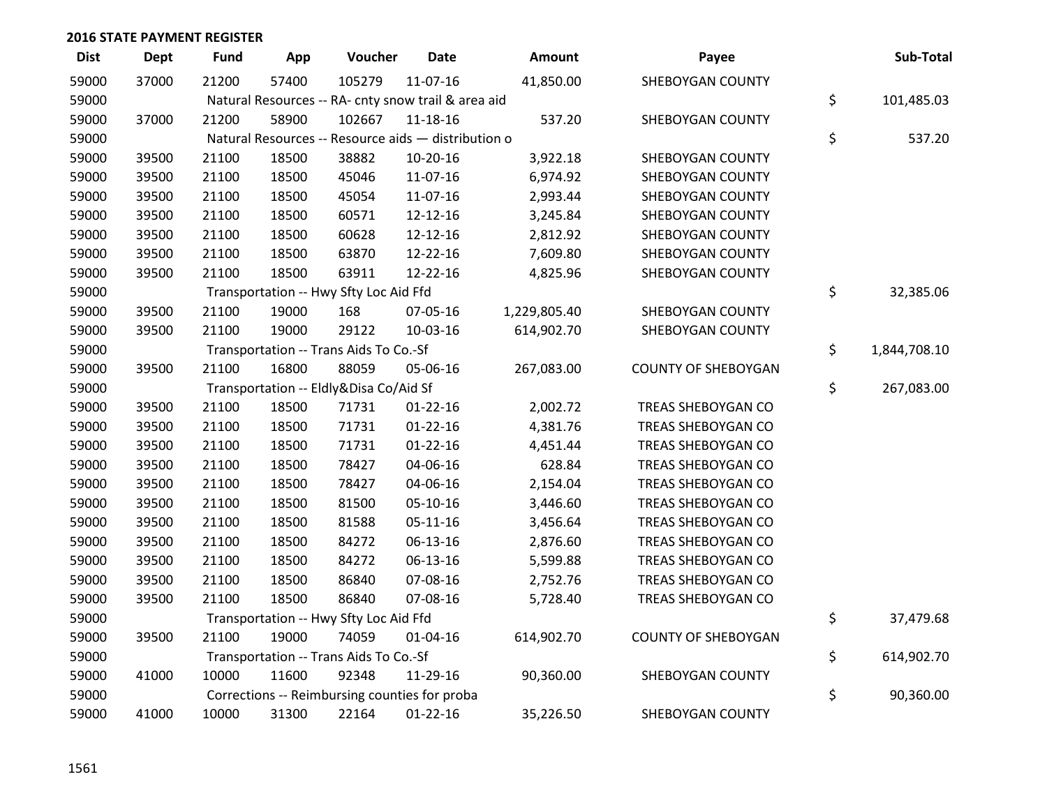## 2016 STATE PAYMENT REGISTER

| Dist | Dept | Fund | App | Voucher | Date | Amount | Payee | Sub-Total |
|---|---|---|---|---|---|---|---|---|
| 59000 | 37000 | 21200 | 57400 | 105279 | 11-07-16 | 41,850.00 | SHEBOYGAN COUNTY | |
| 59000 | | Natural Resources -- RA- cnty snow trail & area aid | | | | | | $ 101,485.03 |
| 59000 | 37000 | 21200 | 58900 | 102667 | 11-18-16 | 537.20 | SHEBOYGAN COUNTY | |
| 59000 | | Natural Resources -- Resource aids — distribution o | | | | | | $ 537.20 |
| 59000 | 39500 | 21100 | 18500 | 38882 | 10-20-16 | 3,922.18 | SHEBOYGAN COUNTY | |
| 59000 | 39500 | 21100 | 18500 | 45046 | 11-07-16 | 6,974.92 | SHEBOYGAN COUNTY | |
| 59000 | 39500 | 21100 | 18500 | 45054 | 11-07-16 | 2,993.44 | SHEBOYGAN COUNTY | |
| 59000 | 39500 | 21100 | 18500 | 60571 | 12-12-16 | 3,245.84 | SHEBOYGAN COUNTY | |
| 59000 | 39500 | 21100 | 18500 | 60628 | 12-12-16 | 2,812.92 | SHEBOYGAN COUNTY | |
| 59000 | 39500 | 21100 | 18500 | 63870 | 12-22-16 | 7,609.80 | SHEBOYGAN COUNTY | |
| 59000 | 39500 | 21100 | 18500 | 63911 | 12-22-16 | 4,825.96 | SHEBOYGAN COUNTY | |
| 59000 | | Transportation -- Hwy Sfty Loc Aid Ffd | | | | | | $ 32,385.06 |
| 59000 | 39500 | 21100 | 19000 | 168 | 07-05-16 | 1,229,805.40 | SHEBOYGAN COUNTY | |
| 59000 | 39500 | 21100 | 19000 | 29122 | 10-03-16 | 614,902.70 | SHEBOYGAN COUNTY | |
| 59000 | | Transportation -- Trans Aids To Co.-Sf | | | | | | $ 1,844,708.10 |
| 59000 | 39500 | 21100 | 16800 | 88059 | 05-06-16 | 267,083.00 | COUNTY OF SHEBOYGAN | |
| 59000 | | Transportation -- Eldly&Disa Co/Aid Sf | | | | | | $ 267,083.00 |
| 59000 | 39500 | 21100 | 18500 | 71731 | 01-22-16 | 2,002.72 | TREAS SHEBOYGAN CO | |
| 59000 | 39500 | 21100 | 18500 | 71731 | 01-22-16 | 4,381.76 | TREAS SHEBOYGAN CO | |
| 59000 | 39500 | 21100 | 18500 | 71731 | 01-22-16 | 4,451.44 | TREAS SHEBOYGAN CO | |
| 59000 | 39500 | 21100 | 18500 | 78427 | 04-06-16 | 628.84 | TREAS SHEBOYGAN CO | |
| 59000 | 39500 | 21100 | 18500 | 78427 | 04-06-16 | 2,154.04 | TREAS SHEBOYGAN CO | |
| 59000 | 39500 | 21100 | 18500 | 81500 | 05-10-16 | 3,446.60 | TREAS SHEBOYGAN CO | |
| 59000 | 39500 | 21100 | 18500 | 81588 | 05-11-16 | 3,456.64 | TREAS SHEBOYGAN CO | |
| 59000 | 39500 | 21100 | 18500 | 84272 | 06-13-16 | 2,876.60 | TREAS SHEBOYGAN CO | |
| 59000 | 39500 | 21100 | 18500 | 84272 | 06-13-16 | 5,599.88 | TREAS SHEBOYGAN CO | |
| 59000 | 39500 | 21100 | 18500 | 86840 | 07-08-16 | 2,752.76 | TREAS SHEBOYGAN CO | |
| 59000 | 39500 | 21100 | 18500 | 86840 | 07-08-16 | 5,728.40 | TREAS SHEBOYGAN CO | |
| 59000 | | Transportation -- Hwy Sfty Loc Aid Ffd | | | | | | $ 37,479.68 |
| 59000 | 39500 | 21100 | 19000 | 74059 | 01-04-16 | 614,902.70 | COUNTY OF SHEBOYGAN | |
| 59000 | | Transportation -- Trans Aids To Co.-Sf | | | | | | $ 614,902.70 |
| 59000 | 41000 | 10000 | 11600 | 92348 | 11-29-16 | 90,360.00 | SHEBOYGAN COUNTY | |
| 59000 | | Corrections -- Reimbursing counties for proba | | | | | | $ 90,360.00 |
| 59000 | 41000 | 10000 | 31300 | 22164 | 01-22-16 | 35,226.50 | SHEBOYGAN COUNTY | |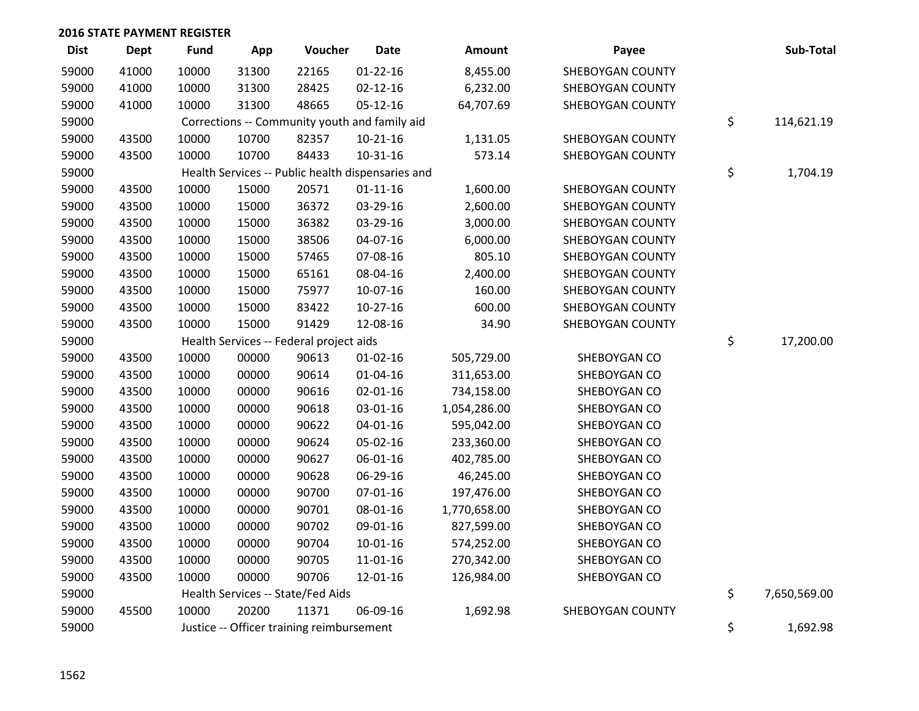## 2016 STATE PAYMENT REGISTER

| Dist | Dept | Fund | App | Voucher | Date | Amount | Payee | Sub-Total |
|---|---|---|---|---|---|---|---|---|
| 59000 | 41000 | 10000 | 31300 | 22165 | 01-22-16 | 8,455.00 | SHEBOYGAN COUNTY | |
| 59000 | 41000 | 10000 | 31300 | 28425 | 02-12-16 | 6,232.00 | SHEBOYGAN COUNTY | |
| 59000 | 41000 | 10000 | 31300 | 48665 | 05-12-16 | 64,707.69 | SHEBOYGAN COUNTY | |
| 59000 | | Corrections -- Community youth and family aid | | | | | | $ 114,621.19 |
| 59000 | 43500 | 10000 | 10700 | 82357 | 10-21-16 | 1,131.05 | SHEBOYGAN COUNTY | |
| 59000 | 43500 | 10000 | 10700 | 84433 | 10-31-16 | 573.14 | SHEBOYGAN COUNTY | |
| 59000 | | Health Services -- Public health dispensaries and | | | | | | $ 1,704.19 |
| 59000 | 43500 | 10000 | 15000 | 20571 | 01-11-16 | 1,600.00 | SHEBOYGAN COUNTY | |
| 59000 | 43500 | 10000 | 15000 | 36372 | 03-29-16 | 2,600.00 | SHEBOYGAN COUNTY | |
| 59000 | 43500 | 10000 | 15000 | 36382 | 03-29-16 | 3,000.00 | SHEBOYGAN COUNTY | |
| 59000 | 43500 | 10000 | 15000 | 38506 | 04-07-16 | 6,000.00 | SHEBOYGAN COUNTY | |
| 59000 | 43500 | 10000 | 15000 | 57465 | 07-08-16 | 805.10 | SHEBOYGAN COUNTY | |
| 59000 | 43500 | 10000 | 15000 | 65161 | 08-04-16 | 2,400.00 | SHEBOYGAN COUNTY | |
| 59000 | 43500 | 10000 | 15000 | 75977 | 10-07-16 | 160.00 | SHEBOYGAN COUNTY | |
| 59000 | 43500 | 10000 | 15000 | 83422 | 10-27-16 | 600.00 | SHEBOYGAN COUNTY | |
| 59000 | 43500 | 10000 | 15000 | 91429 | 12-08-16 | 34.90 | SHEBOYGAN COUNTY | |
| 59000 | | Health Services -- Federal project aids | | | | | | $ 17,200.00 |
| 59000 | 43500 | 10000 | 00000 | 90613 | 01-02-16 | 505,729.00 | SHEBOYGAN CO | |
| 59000 | 43500 | 10000 | 00000 | 90614 | 01-04-16 | 311,653.00 | SHEBOYGAN CO | |
| 59000 | 43500 | 10000 | 00000 | 90616 | 02-01-16 | 734,158.00 | SHEBOYGAN CO | |
| 59000 | 43500 | 10000 | 00000 | 90618 | 03-01-16 | 1,054,286.00 | SHEBOYGAN CO | |
| 59000 | 43500 | 10000 | 00000 | 90622 | 04-01-16 | 595,042.00 | SHEBOYGAN CO | |
| 59000 | 43500 | 10000 | 00000 | 90624 | 05-02-16 | 233,360.00 | SHEBOYGAN CO | |
| 59000 | 43500 | 10000 | 00000 | 90627 | 06-01-16 | 402,785.00 | SHEBOYGAN CO | |
| 59000 | 43500 | 10000 | 00000 | 90628 | 06-29-16 | 46,245.00 | SHEBOYGAN CO | |
| 59000 | 43500 | 10000 | 00000 | 90700 | 07-01-16 | 197,476.00 | SHEBOYGAN CO | |
| 59000 | 43500 | 10000 | 00000 | 90701 | 08-01-16 | 1,770,658.00 | SHEBOYGAN CO | |
| 59000 | 43500 | 10000 | 00000 | 90702 | 09-01-16 | 827,599.00 | SHEBOYGAN CO | |
| 59000 | 43500 | 10000 | 00000 | 90704 | 10-01-16 | 574,252.00 | SHEBOYGAN CO | |
| 59000 | 43500 | 10000 | 00000 | 90705 | 11-01-16 | 270,342.00 | SHEBOYGAN CO | |
| 59000 | 43500 | 10000 | 00000 | 90706 | 12-01-16 | 126,984.00 | SHEBOYGAN CO | |
| 59000 | | Health Services -- State/Fed Aids | | | | | | $ 7,650,569.00 |
| 59000 | 45500 | 10000 | 20200 | 11371 | 06-09-16 | 1,692.98 | SHEBOYGAN COUNTY | |
| 59000 | | Justice -- Officer training reimbursement | | | | | | $ 1,692.98 |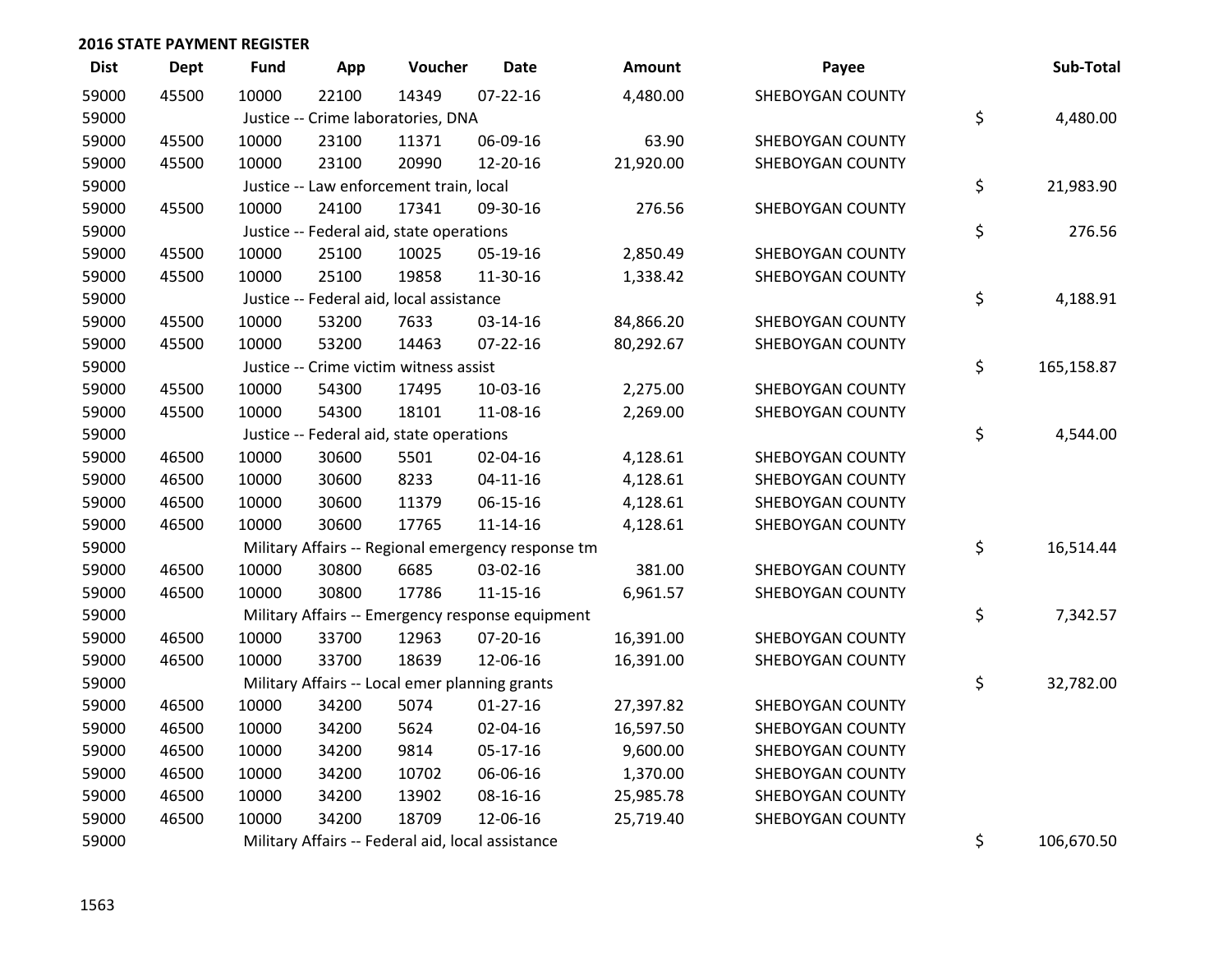## 2016 STATE PAYMENT REGISTER

| Dist | Dept | Fund | App | Voucher | Date | Amount | Payee | Sub-Total |
|---|---|---|---|---|---|---|---|---|
| 59000 | 45500 | 10000 | 22100 | 14349 | 07-22-16 | 4,480.00 | SHEBOYGAN COUNTY | |
| 59000 | | Justice -- Crime laboratories, DNA | | | | | | $ 4,480.00 |
| 59000 | 45500 | 10000 | 23100 | 11371 | 06-09-16 | 63.90 | SHEBOYGAN COUNTY | |
| 59000 | 45500 | 10000 | 23100 | 20990 | 12-20-16 | 21,920.00 | SHEBOYGAN COUNTY | |
| 59000 | | Justice -- Law enforcement train, local | | | | | | $ 21,983.90 |
| 59000 | 45500 | 10000 | 24100 | 17341 | 09-30-16 | 276.56 | SHEBOYGAN COUNTY | |
| 59000 | | Justice -- Federal aid, state operations | | | | | | $ 276.56 |
| 59000 | 45500 | 10000 | 25100 | 10025 | 05-19-16 | 2,850.49 | SHEBOYGAN COUNTY | |
| 59000 | 45500 | 10000 | 25100 | 19858 | 11-30-16 | 1,338.42 | SHEBOYGAN COUNTY | |
| 59000 | | Justice -- Federal aid, local assistance | | | | | | $ 4,188.91 |
| 59000 | 45500 | 10000 | 53200 | 7633 | 03-14-16 | 84,866.20 | SHEBOYGAN COUNTY | |
| 59000 | 45500 | 10000 | 53200 | 14463 | 07-22-16 | 80,292.67 | SHEBOYGAN COUNTY | |
| 59000 | | Justice -- Crime victim witness assist | | | | | | $ 165,158.87 |
| 59000 | 45500 | 10000 | 54300 | 17495 | 10-03-16 | 2,275.00 | SHEBOYGAN COUNTY | |
| 59000 | 45500 | 10000 | 54300 | 18101 | 11-08-16 | 2,269.00 | SHEBOYGAN COUNTY | |
| 59000 | | Justice -- Federal aid, state operations | | | | | | $ 4,544.00 |
| 59000 | 46500 | 10000 | 30600 | 5501 | 02-04-16 | 4,128.61 | SHEBOYGAN COUNTY | |
| 59000 | 46500 | 10000 | 30600 | 8233 | 04-11-16 | 4,128.61 | SHEBOYGAN COUNTY | |
| 59000 | 46500 | 10000 | 30600 | 11379 | 06-15-16 | 4,128.61 | SHEBOYGAN COUNTY | |
| 59000 | 46500 | 10000 | 30600 | 17765 | 11-14-16 | 4,128.61 | SHEBOYGAN COUNTY | |
| 59000 | | Military Affairs -- Regional emergency response tm | | | | | | $ 16,514.44 |
| 59000 | 46500 | 10000 | 30800 | 6685 | 03-02-16 | 381.00 | SHEBOYGAN COUNTY | |
| 59000 | 46500 | 10000 | 30800 | 17786 | 11-15-16 | 6,961.57 | SHEBOYGAN COUNTY | |
| 59000 | | Military Affairs -- Emergency response equipment | | | | | | $ 7,342.57 |
| 59000 | 46500 | 10000 | 33700 | 12963 | 07-20-16 | 16,391.00 | SHEBOYGAN COUNTY | |
| 59000 | 46500 | 10000 | 33700 | 18639 | 12-06-16 | 16,391.00 | SHEBOYGAN COUNTY | |
| 59000 | | Military Affairs -- Local emer planning grants | | | | | | $ 32,782.00 |
| 59000 | 46500 | 10000 | 34200 | 5074 | 01-27-16 | 27,397.82 | SHEBOYGAN COUNTY | |
| 59000 | 46500 | 10000 | 34200 | 5624 | 02-04-16 | 16,597.50 | SHEBOYGAN COUNTY | |
| 59000 | 46500 | 10000 | 34200 | 9814 | 05-17-16 | 9,600.00 | SHEBOYGAN COUNTY | |
| 59000 | 46500 | 10000 | 34200 | 10702 | 06-06-16 | 1,370.00 | SHEBOYGAN COUNTY | |
| 59000 | 46500 | 10000 | 34200 | 13902 | 08-16-16 | 25,985.78 | SHEBOYGAN COUNTY | |
| 59000 | 46500 | 10000 | 34200 | 18709 | 12-06-16 | 25,719.40 | SHEBOYGAN COUNTY | |
| 59000 | | Military Affairs -- Federal aid, local assistance | | | | | | $ 106,670.50 |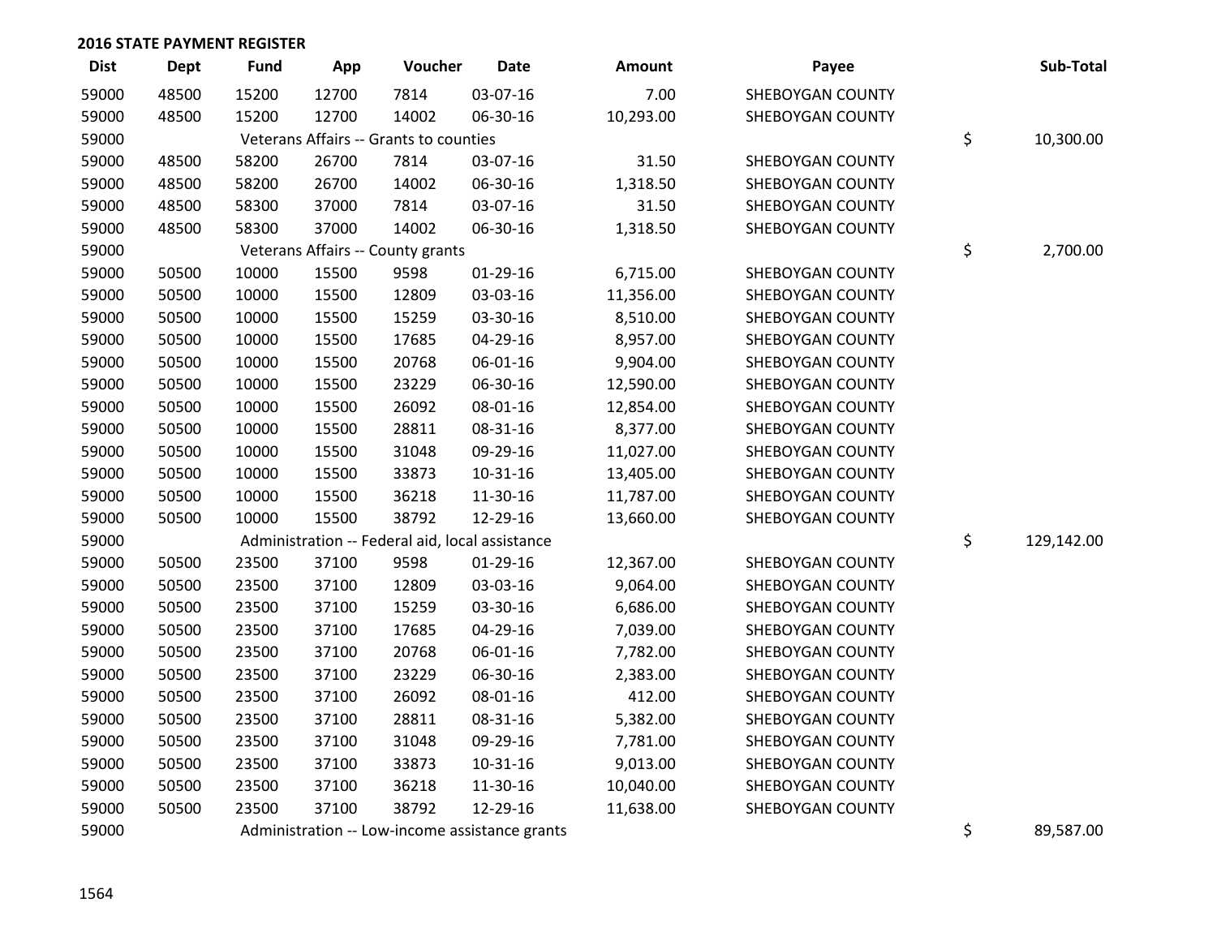## 2016 STATE PAYMENT REGISTER

| Dist | Dept | Fund | App | Voucher | Date | Amount | Payee | Sub-Total |
|---|---|---|---|---|---|---|---|---|
| 59000 | 48500 | 15200 | 12700 | 7814 | 03-07-16 | 7.00 | SHEBOYGAN COUNTY | |
| 59000 | 48500 | 15200 | 12700 | 14002 | 06-30-16 | 10,293.00 | SHEBOYGAN COUNTY | |
| 59000 | | Veterans Affairs -- Grants to counties | | | | | | $ 10,300.00 |
| 59000 | 48500 | 58200 | 26700 | 7814 | 03-07-16 | 31.50 | SHEBOYGAN COUNTY | |
| 59000 | 48500 | 58200 | 26700 | 14002 | 06-30-16 | 1,318.50 | SHEBOYGAN COUNTY | |
| 59000 | 48500 | 58300 | 37000 | 7814 | 03-07-16 | 31.50 | SHEBOYGAN COUNTY | |
| 59000 | 48500 | 58300 | 37000 | 14002 | 06-30-16 | 1,318.50 | SHEBOYGAN COUNTY | |
| 59000 | | Veterans Affairs -- County grants | | | | | | $ 2,700.00 |
| 59000 | 50500 | 10000 | 15500 | 9598 | 01-29-16 | 6,715.00 | SHEBOYGAN COUNTY | |
| 59000 | 50500 | 10000 | 15500 | 12809 | 03-03-16 | 11,356.00 | SHEBOYGAN COUNTY | |
| 59000 | 50500 | 10000 | 15500 | 15259 | 03-30-16 | 8,510.00 | SHEBOYGAN COUNTY | |
| 59000 | 50500 | 10000 | 15500 | 17685 | 04-29-16 | 8,957.00 | SHEBOYGAN COUNTY | |
| 59000 | 50500 | 10000 | 15500 | 20768 | 06-01-16 | 9,904.00 | SHEBOYGAN COUNTY | |
| 59000 | 50500 | 10000 | 15500 | 23229 | 06-30-16 | 12,590.00 | SHEBOYGAN COUNTY | |
| 59000 | 50500 | 10000 | 15500 | 26092 | 08-01-16 | 12,854.00 | SHEBOYGAN COUNTY | |
| 59000 | 50500 | 10000 | 15500 | 28811 | 08-31-16 | 8,377.00 | SHEBOYGAN COUNTY | |
| 59000 | 50500 | 10000 | 15500 | 31048 | 09-29-16 | 11,027.00 | SHEBOYGAN COUNTY | |
| 59000 | 50500 | 10000 | 15500 | 33873 | 10-31-16 | 13,405.00 | SHEBOYGAN COUNTY | |
| 59000 | 50500 | 10000 | 15500 | 36218 | 11-30-16 | 11,787.00 | SHEBOYGAN COUNTY | |
| 59000 | 50500 | 10000 | 15500 | 38792 | 12-29-16 | 13,660.00 | SHEBOYGAN COUNTY | |
| 59000 | | Administration -- Federal aid, local assistance | | | | | | $ 129,142.00 |
| 59000 | 50500 | 23500 | 37100 | 9598 | 01-29-16 | 12,367.00 | SHEBOYGAN COUNTY | |
| 59000 | 50500 | 23500 | 37100 | 12809 | 03-03-16 | 9,064.00 | SHEBOYGAN COUNTY | |
| 59000 | 50500 | 23500 | 37100 | 15259 | 03-30-16 | 6,686.00 | SHEBOYGAN COUNTY | |
| 59000 | 50500 | 23500 | 37100 | 17685 | 04-29-16 | 7,039.00 | SHEBOYGAN COUNTY | |
| 59000 | 50500 | 23500 | 37100 | 20768 | 06-01-16 | 7,782.00 | SHEBOYGAN COUNTY | |
| 59000 | 50500 | 23500 | 37100 | 23229 | 06-30-16 | 2,383.00 | SHEBOYGAN COUNTY | |
| 59000 | 50500 | 23500 | 37100 | 26092 | 08-01-16 | 412.00 | SHEBOYGAN COUNTY | |
| 59000 | 50500 | 23500 | 37100 | 28811 | 08-31-16 | 5,382.00 | SHEBOYGAN COUNTY | |
| 59000 | 50500 | 23500 | 37100 | 31048 | 09-29-16 | 7,781.00 | SHEBOYGAN COUNTY | |
| 59000 | 50500 | 23500 | 37100 | 33873 | 10-31-16 | 9,013.00 | SHEBOYGAN COUNTY | |
| 59000 | 50500 | 23500 | 37100 | 36218 | 11-30-16 | 10,040.00 | SHEBOYGAN COUNTY | |
| 59000 | 50500 | 23500 | 37100 | 38792 | 12-29-16 | 11,638.00 | SHEBOYGAN COUNTY | |
| 59000 | | Administration -- Low-income assistance grants | | | | | | $ 89,587.00 |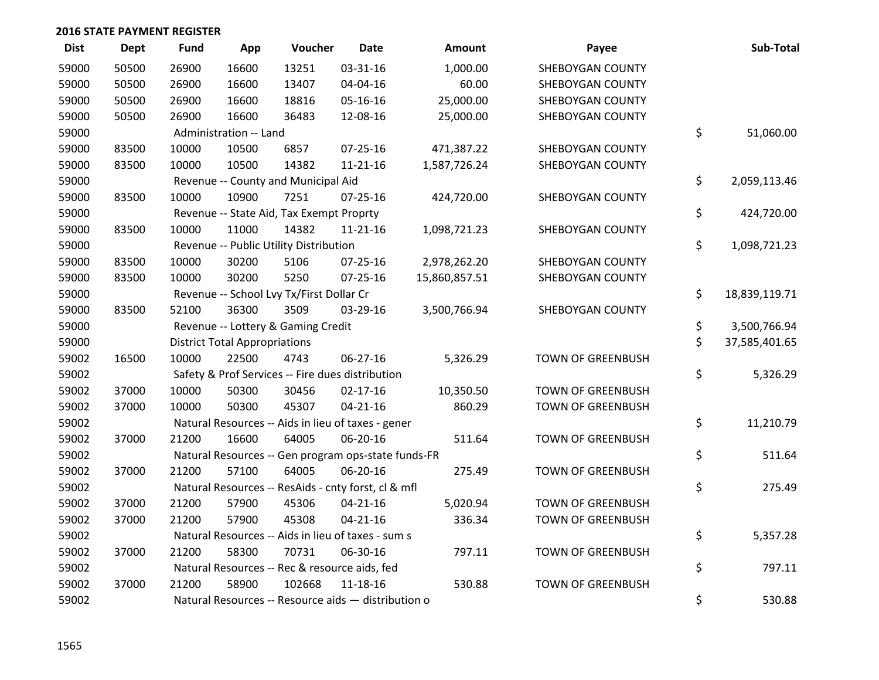## 2016 STATE PAYMENT REGISTER

| Dist | Dept | Fund | App | Voucher | Date | Amount | Payee | Sub-Total |
|---|---|---|---|---|---|---|---|---|
| 59000 | 50500 | 26900 | 16600 | 13251 | 03-31-16 | 1,000.00 | SHEBOYGAN COUNTY | |
| 59000 | 50500 | 26900 | 16600 | 13407 | 04-04-16 | 60.00 | SHEBOYGAN COUNTY | |
| 59000 | 50500 | 26900 | 16600 | 18816 | 05-16-16 | 25,000.00 | SHEBOYGAN COUNTY | |
| 59000 | 50500 | 26900 | 16600 | 36483 | 12-08-16 | 25,000.00 | SHEBOYGAN COUNTY | |
| 59000 | | Administration -- Land | | | | | | $ 51,060.00 |
| 59000 | 83500 | 10000 | 10500 | 6857 | 07-25-16 | 471,387.22 | SHEBOYGAN COUNTY | |
| 59000 | 83500 | 10000 | 10500 | 14382 | 11-21-16 | 1,587,726.24 | SHEBOYGAN COUNTY | |
| 59000 | | Revenue -- County and Municipal Aid | | | | | | $ 2,059,113.46 |
| 59000 | 83500 | 10000 | 10900 | 7251 | 07-25-16 | 424,720.00 | SHEBOYGAN COUNTY | |
| 59000 | | Revenue -- State Aid, Tax Exempt Proprty | | | | | | $ 424,720.00 |
| 59000 | 83500 | 10000 | 11000 | 14382 | 11-21-16 | 1,098,721.23 | SHEBOYGAN COUNTY | |
| 59000 | | Revenue -- Public Utility Distribution | | | | | | $ 1,098,721.23 |
| 59000 | 83500 | 10000 | 30200 | 5106 | 07-25-16 | 2,978,262.20 | SHEBOYGAN COUNTY | |
| 59000 | 83500 | 10000 | 30200 | 5250 | 07-25-16 | 15,860,857.51 | SHEBOYGAN COUNTY | |
| 59000 | | Revenue -- School Lvy Tx/First Dollar Cr | | | | | | $ 18,839,119.71 |
| 59000 | 83500 | 52100 | 36300 | 3509 | 03-29-16 | 3,500,766.94 | SHEBOYGAN COUNTY | |
| 59000 | | Revenue -- Lottery & Gaming Credit | | | | | | $ 3,500,766.94 |
| 59000 | | District Total Appropriations | | | | | | $ 37,585,401.65 |
| 59002 | 16500 | 10000 | 22500 | 4743 | 06-27-16 | 5,326.29 | TOWN OF GREENBUSH | |
| 59002 | | Safety & Prof Services -- Fire dues distribution | | | | | | $ 5,326.29 |
| 59002 | 37000 | 10000 | 50300 | 30456 | 02-17-16 | 10,350.50 | TOWN OF GREENBUSH | |
| 59002 | 37000 | 10000 | 50300 | 45307 | 04-21-16 | 860.29 | TOWN OF GREENBUSH | |
| 59002 | | Natural Resources -- Aids in lieu of taxes - gener | | | | | | $ 11,210.79 |
| 59002 | 37000 | 21200 | 16600 | 64005 | 06-20-16 | 511.64 | TOWN OF GREENBUSH | |
| 59002 | | Natural Resources -- Gen program ops-state funds-FR | | | | | | $ 511.64 |
| 59002 | 37000 | 21200 | 57100 | 64005 | 06-20-16 | 275.49 | TOWN OF GREENBUSH | |
| 59002 | | Natural Resources -- ResAids - cnty forst, cl & mfl | | | | | | $ 275.49 |
| 59002 | 37000 | 21200 | 57900 | 45306 | 04-21-16 | 5,020.94 | TOWN OF GREENBUSH | |
| 59002 | 37000 | 21200 | 57900 | 45308 | 04-21-16 | 336.34 | TOWN OF GREENBUSH | |
| 59002 | | Natural Resources -- Aids in lieu of taxes - sum s | | | | | | $ 5,357.28 |
| 59002 | 37000 | 21200 | 58300 | 70731 | 06-30-16 | 797.11 | TOWN OF GREENBUSH | |
| 59002 | | Natural Resources -- Rec & resource aids, fed | | | | | | $ 797.11 |
| 59002 | 37000 | 21200 | 58900 | 102668 | 11-18-16 | 530.88 | TOWN OF GREENBUSH | |
| 59002 | | Natural Resources -- Resource aids — distribution o | | | | | | $ 530.88 |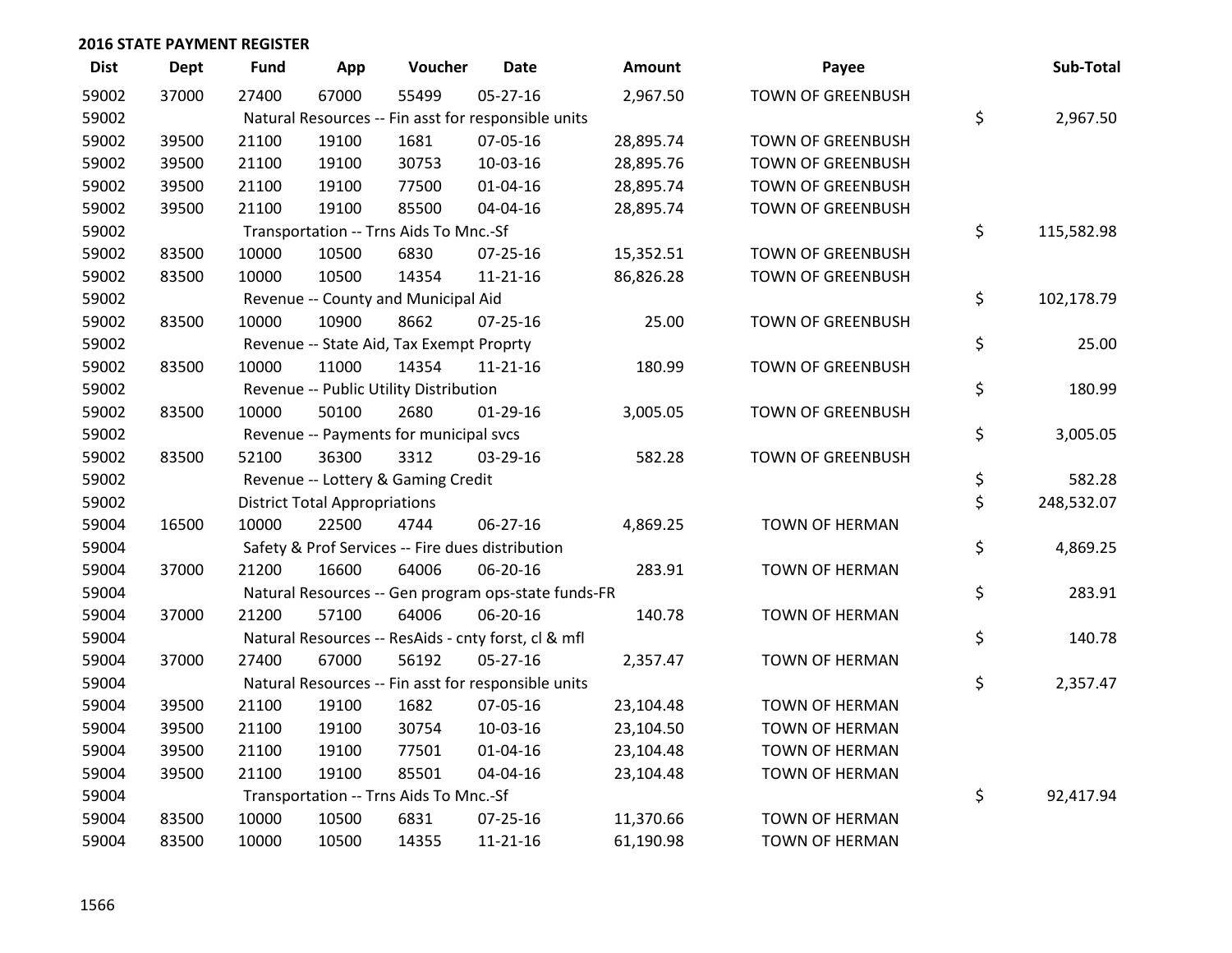## 2016 STATE PAYMENT REGISTER

| Dist | Dept | Fund | App | Voucher | Date | Amount | Payee | Sub-Total |
|---|---|---|---|---|---|---|---|---|
| 59002 | 37000 | 27400 | 67000 | 55499 | 05-27-16 | 2,967.50 | TOWN OF GREENBUSH | |
| 59002 | | Natural Resources -- Fin asst for responsible units | | | | | | $ 2,967.50 |
| 59002 | 39500 | 21100 | 19100 | 1681 | 07-05-16 | 28,895.74 | TOWN OF GREENBUSH | |
| 59002 | 39500 | 21100 | 19100 | 30753 | 10-03-16 | 28,895.76 | TOWN OF GREENBUSH | |
| 59002 | 39500 | 21100 | 19100 | 77500 | 01-04-16 | 28,895.74 | TOWN OF GREENBUSH | |
| 59002 | 39500 | 21100 | 19100 | 85500 | 04-04-16 | 28,895.74 | TOWN OF GREENBUSH | |
| 59002 | | Transportation -- Trns Aids To Mnc.-Sf | | | | | | $ 115,582.98 |
| 59002 | 83500 | 10000 | 10500 | 6830 | 07-25-16 | 15,352.51 | TOWN OF GREENBUSH | |
| 59002 | 83500 | 10000 | 10500 | 14354 | 11-21-16 | 86,826.28 | TOWN OF GREENBUSH | |
| 59002 | | Revenue -- County and Municipal Aid | | | | | | $ 102,178.79 |
| 59002 | 83500 | 10000 | 10900 | 8662 | 07-25-16 | 25.00 | TOWN OF GREENBUSH | |
| 59002 | | Revenue -- State Aid, Tax Exempt Proprty | | | | | | $ 25.00 |
| 59002 | 83500 | 10000 | 11000 | 14354 | 11-21-16 | 180.99 | TOWN OF GREENBUSH | |
| 59002 | | Revenue -- Public Utility Distribution | | | | | | $ 180.99 |
| 59002 | 83500 | 10000 | 50100 | 2680 | 01-29-16 | 3,005.05 | TOWN OF GREENBUSH | |
| 59002 | | Revenue -- Payments for municipal svcs | | | | | | $ 3,005.05 |
| 59002 | 83500 | 52100 | 36300 | 3312 | 03-29-16 | 582.28 | TOWN OF GREENBUSH | |
| 59002 | | Revenue -- Lottery & Gaming Credit | | | | | | $ 582.28 |
| 59002 | | District Total Appropriations | | | | | | $ 248,532.07 |
| 59004 | 16500 | 10000 | 22500 | 4744 | 06-27-16 | 4,869.25 | TOWN OF HERMAN | |
| 59004 | | Safety & Prof Services -- Fire dues distribution | | | | | | $ 4,869.25 |
| 59004 | 37000 | 21200 | 16600 | 64006 | 06-20-16 | 283.91 | TOWN OF HERMAN | |
| 59004 | | Natural Resources -- Gen program ops-state funds-FR | | | | | | $ 283.91 |
| 59004 | 37000 | 21200 | 57100 | 64006 | 06-20-16 | 140.78 | TOWN OF HERMAN | |
| 59004 | | Natural Resources -- ResAids - cnty forst, cl & mfl | | | | | | $ 140.78 |
| 59004 | 37000 | 27400 | 67000 | 56192 | 05-27-16 | 2,357.47 | TOWN OF HERMAN | |
| 59004 | | Natural Resources -- Fin asst for responsible units | | | | | | $ 2,357.47 |
| 59004 | 39500 | 21100 | 19100 | 1682 | 07-05-16 | 23,104.48 | TOWN OF HERMAN | |
| 59004 | 39500 | 21100 | 19100 | 30754 | 10-03-16 | 23,104.50 | TOWN OF HERMAN | |
| 59004 | 39500 | 21100 | 19100 | 77501 | 01-04-16 | 23,104.48 | TOWN OF HERMAN | |
| 59004 | 39500 | 21100 | 19100 | 85501 | 04-04-16 | 23,104.48 | TOWN OF HERMAN | |
| 59004 | | Transportation -- Trns Aids To Mnc.-Sf | | | | | | $ 92,417.94 |
| 59004 | 83500 | 10000 | 10500 | 6831 | 07-25-16 | 11,370.66 | TOWN OF HERMAN | |
| 59004 | 83500 | 10000 | 10500 | 14355 | 11-21-16 | 61,190.98 | TOWN OF HERMAN | |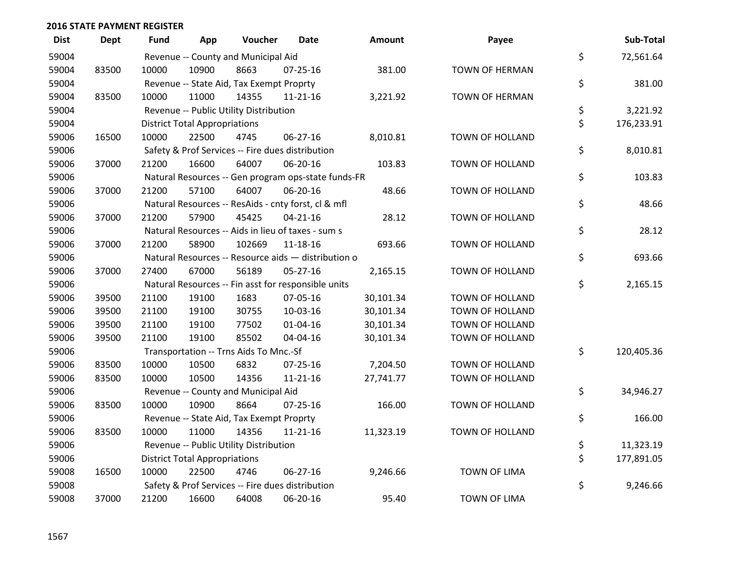## 2016 STATE PAYMENT REGISTER

| Dist | Dept | Fund | App | Voucher | Date | Amount | Payee | | Sub-Total |
|---|---|---|---|---|---|---|---|---|---|
| 59004 | | Revenue -- County and Municipal Aid | | | | | | $ | 72,561.64 |
| 59004 | 83500 | 10000 | 10900 | 8663 | 07-25-16 | 381.00 | TOWN OF HERMAN | | |
| 59004 | | Revenue -- State Aid, Tax Exempt Proprty | | | | | | $ | 381.00 |
| 59004 | 83500 | 10000 | 11000 | 14355 | 11-21-16 | 3,221.92 | TOWN OF HERMAN | | |
| 59004 | | Revenue -- Public Utility Distribution | | | | | | $ | 3,221.92 |
| 59004 | | District Total Appropriations | | | | | | $ | 176,233.91 |
| 59006 | 16500 | 10000 | 22500 | 4745 | 06-27-16 | 8,010.81 | TOWN OF HOLLAND | | |
| 59006 | | Safety & Prof Services -- Fire dues distribution | | | | | | $ | 8,010.81 |
| 59006 | 37000 | 21200 | 16600 | 64007 | 06-20-16 | 103.83 | TOWN OF HOLLAND | | |
| 59006 | | Natural Resources -- Gen program ops-state funds-FR | | | | | | $ | 103.83 |
| 59006 | 37000 | 21200 | 57100 | 64007 | 06-20-16 | 48.66 | TOWN OF HOLLAND | | |
| 59006 | | Natural Resources -- ResAids - cnty forst, cl & mfl | | | | | | $ | 48.66 |
| 59006 | 37000 | 21200 | 57900 | 45425 | 04-21-16 | 28.12 | TOWN OF HOLLAND | | |
| 59006 | | Natural Resources -- Aids in lieu of taxes - sum s | | | | | | $ | 28.12 |
| 59006 | 37000 | 21200 | 58900 | 102669 | 11-18-16 | 693.66 | TOWN OF HOLLAND | | |
| 59006 | | Natural Resources -- Resource aids — distribution o | | | | | | $ | 693.66 |
| 59006 | 37000 | 27400 | 67000 | 56189 | 05-27-16 | 2,165.15 | TOWN OF HOLLAND | | |
| 59006 | | Natural Resources -- Fin asst for responsible units | | | | | | $ | 2,165.15 |
| 59006 | 39500 | 21100 | 19100 | 1683 | 07-05-16 | 30,101.34 | TOWN OF HOLLAND | | |
| 59006 | 39500 | 21100 | 19100 | 30755 | 10-03-16 | 30,101.34 | TOWN OF HOLLAND | | |
| 59006 | 39500 | 21100 | 19100 | 77502 | 01-04-16 | 30,101.34 | TOWN OF HOLLAND | | |
| 59006 | 39500 | 21100 | 19100 | 85502 | 04-04-16 | 30,101.34 | TOWN OF HOLLAND | | |
| 59006 | | Transportation -- Trns Aids To Mnc.-Sf | | | | | | $ | 120,405.36 |
| 59006 | 83500 | 10000 | 10500 | 6832 | 07-25-16 | 7,204.50 | TOWN OF HOLLAND | | |
| 59006 | 83500 | 10000 | 10500 | 14356 | 11-21-16 | 27,741.77 | TOWN OF HOLLAND | | |
| 59006 | | Revenue -- County and Municipal Aid | | | | | | $ | 34,946.27 |
| 59006 | 83500 | 10000 | 10900 | 8664 | 07-25-16 | 166.00 | TOWN OF HOLLAND | | |
| 59006 | | Revenue -- State Aid, Tax Exempt Proprty | | | | | | $ | 166.00 |
| 59006 | 83500 | 10000 | 11000 | 14356 | 11-21-16 | 11,323.19 | TOWN OF HOLLAND | | |
| 59006 | | Revenue -- Public Utility Distribution | | | | | | $ | 11,323.19 |
| 59006 | | District Total Appropriations | | | | | | $ | 177,891.05 |
| 59008 | 16500 | 10000 | 22500 | 4746 | 06-27-16 | 9,246.66 | TOWN OF LIMA | | |
| 59008 | | Safety & Prof Services -- Fire dues distribution | | | | | | $ | 9,246.66 |
| 59008 | 37000 | 21200 | 16600 | 64008 | 06-20-16 | 95.40 | TOWN OF LIMA | | |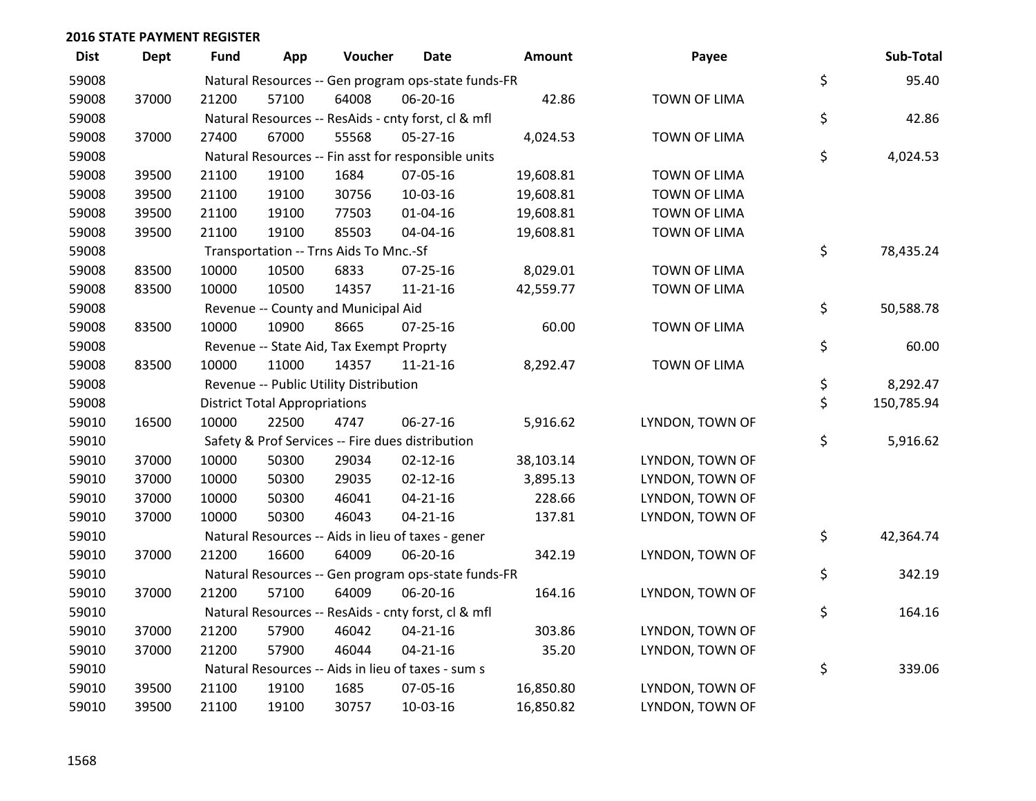## 2016 STATE PAYMENT REGISTER

| Dist | Dept | Fund | App | Voucher | Date | Amount | Payee | | Sub-Total |
|---|---|---|---|---|---|---|---|---|---|
| 59008 | | Natural Resources -- Gen program ops-state funds-FR | | | | | | $ | 95.40 |
| 59008 | 37000 | 21200 | 57100 | 64008 | 06-20-16 | 42.86 | TOWN OF LIMA | | |
| 59008 | | Natural Resources -- ResAids - cnty forst, cl & mfl | | | | | | $ | 42.86 |
| 59008 | 37000 | 27400 | 67000 | 55568 | 05-27-16 | 4,024.53 | TOWN OF LIMA | | |
| 59008 | | Natural Resources -- Fin asst for responsible units | | | | | | $ | 4,024.53 |
| 59008 | 39500 | 21100 | 19100 | 1684 | 07-05-16 | 19,608.81 | TOWN OF LIMA | | |
| 59008 | 39500 | 21100 | 19100 | 30756 | 10-03-16 | 19,608.81 | TOWN OF LIMA | | |
| 59008 | 39500 | 21100 | 19100 | 77503 | 01-04-16 | 19,608.81 | TOWN OF LIMA | | |
| 59008 | 39500 | 21100 | 19100 | 85503 | 04-04-16 | 19,608.81 | TOWN OF LIMA | | |
| 59008 | | Transportation -- Trns Aids To Mnc.-Sf | | | | | | $ | 78,435.24 |
| 59008 | 83500 | 10000 | 10500 | 6833 | 07-25-16 | 8,029.01 | TOWN OF LIMA | | |
| 59008 | 83500 | 10000 | 10500 | 14357 | 11-21-16 | 42,559.77 | TOWN OF LIMA | | |
| 59008 | | Revenue -- County and Municipal Aid | | | | | | $ | 50,588.78 |
| 59008 | 83500 | 10000 | 10900 | 8665 | 07-25-16 | 60.00 | TOWN OF LIMA | | |
| 59008 | | Revenue -- State Aid, Tax Exempt Proprty | | | | | | $ | 60.00 |
| 59008 | 83500 | 10000 | 11000 | 14357 | 11-21-16 | 8,292.47 | TOWN OF LIMA | | |
| 59008 | | Revenue -- Public Utility Distribution | | | | | | $ | 8,292.47 |
| 59008 | | District Total Appropriations | | | | | | $ | 150,785.94 |
| 59010 | 16500 | 10000 | 22500 | 4747 | 06-27-16 | 5,916.62 | LYNDON, TOWN OF | | |
| 59010 | | Safety & Prof Services -- Fire dues distribution | | | | | | $ | 5,916.62 |
| 59010 | 37000 | 10000 | 50300 | 29034 | 02-12-16 | 38,103.14 | LYNDON, TOWN OF | | |
| 59010 | 37000 | 10000 | 50300 | 29035 | 02-12-16 | 3,895.13 | LYNDON, TOWN OF | | |
| 59010 | 37000 | 10000 | 50300 | 46041 | 04-21-16 | 228.66 | LYNDON, TOWN OF | | |
| 59010 | 37000 | 10000 | 50300 | 46043 | 04-21-16 | 137.81 | LYNDON, TOWN OF | | |
| 59010 | | Natural Resources -- Aids in lieu of taxes - gener | | | | | | $ | 42,364.74 |
| 59010 | 37000 | 21200 | 16600 | 64009 | 06-20-16 | 342.19 | LYNDON, TOWN OF | | |
| 59010 | | Natural Resources -- Gen program ops-state funds-FR | | | | | | $ | 342.19 |
| 59010 | 37000 | 21200 | 57100 | 64009 | 06-20-16 | 164.16 | LYNDON, TOWN OF | | |
| 59010 | | Natural Resources -- ResAids - cnty forst, cl & mfl | | | | | | $ | 164.16 |
| 59010 | 37000 | 21200 | 57900 | 46042 | 04-21-16 | 303.86 | LYNDON, TOWN OF | | |
| 59010 | 37000 | 21200 | 57900 | 46044 | 04-21-16 | 35.20 | LYNDON, TOWN OF | | |
| 59010 | | Natural Resources -- Aids in lieu of taxes - sum s | | | | | | $ | 339.06 |
| 59010 | 39500 | 21100 | 19100 | 1685 | 07-05-16 | 16,850.80 | LYNDON, TOWN OF | | |
| 59010 | 39500 | 21100 | 19100 | 30757 | 10-03-16 | 16,850.82 | LYNDON, TOWN OF | | |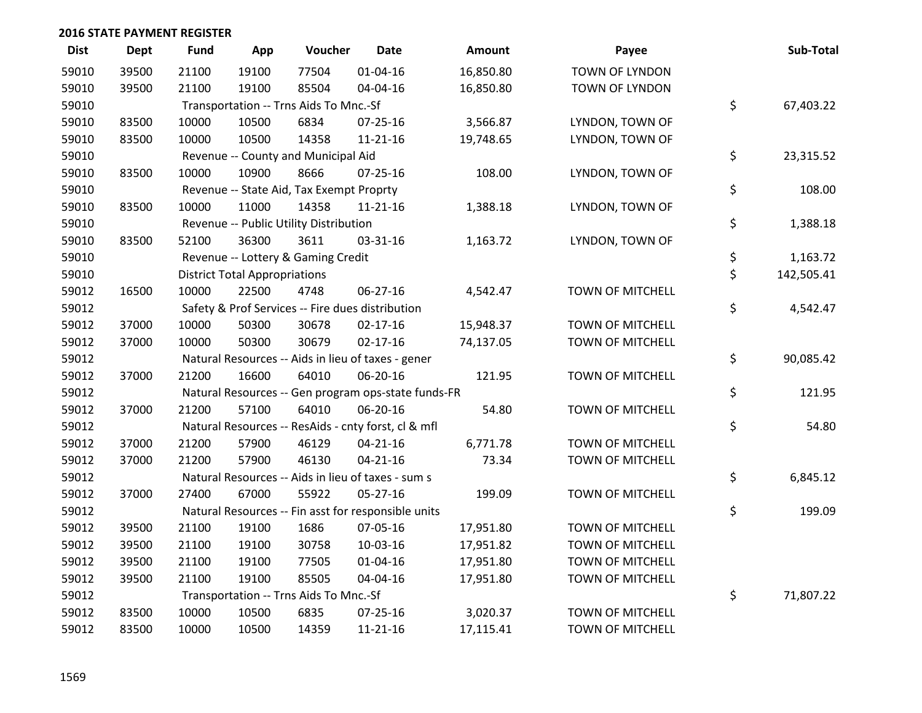## 2016 STATE PAYMENT REGISTER

| Dist | Dept | Fund | App | Voucher | Date | Amount | Payee | Sub-Total |
|---|---|---|---|---|---|---|---|---|
| 59010 | 39500 | 21100 | 19100 | 77504 | 01-04-16 | 16,850.80 | TOWN OF LYNDON | |
| 59010 | 39500 | 21100 | 19100 | 85504 | 04-04-16 | 16,850.80 | TOWN OF LYNDON | |
| 59010 | | Transportation -- Trns Aids To Mnc.-Sf | | | | | | $ 67,403.22 |
| 59010 | 83500 | 10000 | 10500 | 6834 | 07-25-16 | 3,566.87 | LYNDON, TOWN OF | |
| 59010 | 83500 | 10000 | 10500 | 14358 | 11-21-16 | 19,748.65 | LYNDON, TOWN OF | |
| 59010 | | Revenue -- County and Municipal Aid | | | | | | $ 23,315.52 |
| 59010 | 83500 | 10000 | 10900 | 8666 | 07-25-16 | 108.00 | LYNDON, TOWN OF | |
| 59010 | | Revenue -- State Aid, Tax Exempt Proprty | | | | | | $ 108.00 |
| 59010 | 83500 | 10000 | 11000 | 14358 | 11-21-16 | 1,388.18 | LYNDON, TOWN OF | |
| 59010 | | Revenue -- Public Utility Distribution | | | | | | $ 1,388.18 |
| 59010 | 83500 | 52100 | 36300 | 3611 | 03-31-16 | 1,163.72 | LYNDON, TOWN OF | |
| 59010 | | Revenue -- Lottery & Gaming Credit | | | | | | $ 1,163.72 |
| 59010 | | District Total Appropriations | | | | | | $ 142,505.41 |
| 59012 | 16500 | 10000 | 22500 | 4748 | 06-27-16 | 4,542.47 | TOWN OF MITCHELL | |
| 59012 | | Safety & Prof Services -- Fire dues distribution | | | | | | $ 4,542.47 |
| 59012 | 37000 | 10000 | 50300 | 30678 | 02-17-16 | 15,948.37 | TOWN OF MITCHELL | |
| 59012 | 37000 | 10000 | 50300 | 30679 | 02-17-16 | 74,137.05 | TOWN OF MITCHELL | |
| 59012 | | Natural Resources -- Aids in lieu of taxes - gener | | | | | | $ 90,085.42 |
| 59012 | 37000 | 21200 | 16600 | 64010 | 06-20-16 | 121.95 | TOWN OF MITCHELL | |
| 59012 | | Natural Resources -- Gen program ops-state funds-FR | | | | | | $ 121.95 |
| 59012 | 37000 | 21200 | 57100 | 64010 | 06-20-16 | 54.80 | TOWN OF MITCHELL | |
| 59012 | | Natural Resources -- ResAids - cnty forst, cl & mfl | | | | | | $ 54.80 |
| 59012 | 37000 | 21200 | 57900 | 46129 | 04-21-16 | 6,771.78 | TOWN OF MITCHELL | |
| 59012 | 37000 | 21200 | 57900 | 46130 | 04-21-16 | 73.34 | TOWN OF MITCHELL | |
| 59012 | | Natural Resources -- Aids in lieu of taxes - sum s | | | | | | $ 6,845.12 |
| 59012 | 37000 | 27400 | 67000 | 55922 | 05-27-16 | 199.09 | TOWN OF MITCHELL | |
| 59012 | | Natural Resources -- Fin asst for responsible units | | | | | | $ 199.09 |
| 59012 | 39500 | 21100 | 19100 | 1686 | 07-05-16 | 17,951.80 | TOWN OF MITCHELL | |
| 59012 | 39500 | 21100 | 19100 | 30758 | 10-03-16 | 17,951.82 | TOWN OF MITCHELL | |
| 59012 | 39500 | 21100 | 19100 | 77505 | 01-04-16 | 17,951.80 | TOWN OF MITCHELL | |
| 59012 | 39500 | 21100 | 19100 | 85505 | 04-04-16 | 17,951.80 | TOWN OF MITCHELL | |
| 59012 | | Transportation -- Trns Aids To Mnc.-Sf | | | | | | $ 71,807.22 |
| 59012 | 83500 | 10000 | 10500 | 6835 | 07-25-16 | 3,020.37 | TOWN OF MITCHELL | |
| 59012 | 83500 | 10000 | 10500 | 14359 | 11-21-16 | 17,115.41 | TOWN OF MITCHELL | |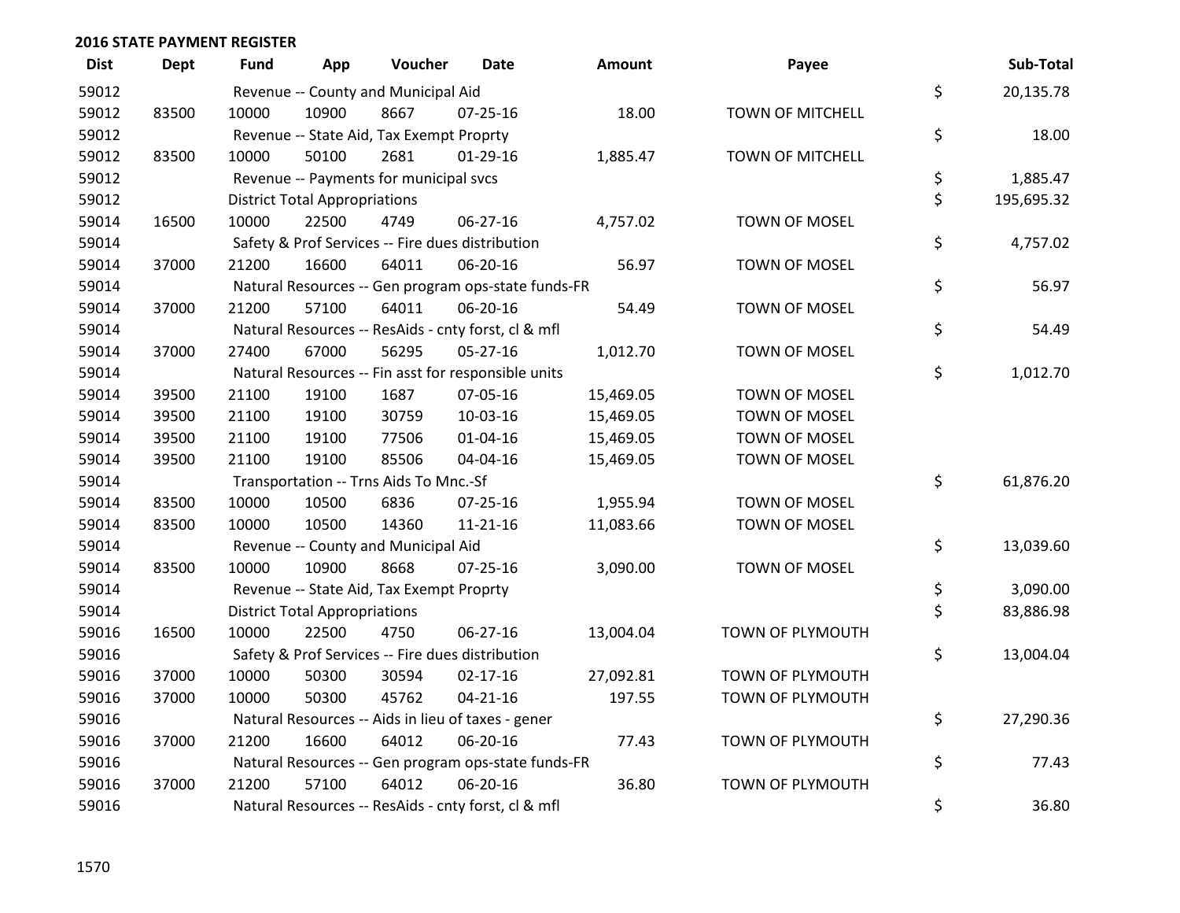**2016 STATE PAYMENT REGISTER**

| Dist | Dept | Fund | App | Voucher | Date | Amount | Payee | | Sub-Total |
|---|---|---|---|---|---|---|---|---|---|
| 59012 | | Revenue -- County and Municipal Aid | | | | | | $ | 20,135.78 |
| 59012 | 83500 | 10000 | 10900 | 8667 | 07-25-16 | 18.00 | TOWN OF MITCHELL | | |
| 59012 | | Revenue -- State Aid, Tax Exempt Proprty | | | | | | $ | 18.00 |
| 59012 | 83500 | 10000 | 50100 | 2681 | 01-29-16 | 1,885.47 | TOWN OF MITCHELL | | |
| 59012 | | Revenue -- Payments for municipal svcs | | | | | | $ | 1,885.47 |
| 59012 | | District Total Appropriations | | | | | | $ | 195,695.32 |
| 59014 | 16500 | 10000 | 22500 | 4749 | 06-27-16 | 4,757.02 | TOWN OF MOSEL | | |
| 59014 | | Safety & Prof Services -- Fire dues distribution | | | | | | $ | 4,757.02 |
| 59014 | 37000 | 21200 | 16600 | 64011 | 06-20-16 | 56.97 | TOWN OF MOSEL | | |
| 59014 | | Natural Resources -- Gen program ops-state funds-FR | | | | | | $ | 56.97 |
| 59014 | 37000 | 21200 | 57100 | 64011 | 06-20-16 | 54.49 | TOWN OF MOSEL | | |
| 59014 | | Natural Resources -- ResAids - cnty forst, cl & mfl | | | | | | $ | 54.49 |
| 59014 | 37000 | 27400 | 67000 | 56295 | 05-27-16 | 1,012.70 | TOWN OF MOSEL | | |
| 59014 | | Natural Resources -- Fin asst for responsible units | | | | | | $ | 1,012.70 |
| 59014 | 39500 | 21100 | 19100 | 1687 | 07-05-16 | 15,469.05 | TOWN OF MOSEL | | |
| 59014 | 39500 | 21100 | 19100 | 30759 | 10-03-16 | 15,469.05 | TOWN OF MOSEL | | |
| 59014 | 39500 | 21100 | 19100 | 77506 | 01-04-16 | 15,469.05 | TOWN OF MOSEL | | |
| 59014 | 39500 | 21100 | 19100 | 85506 | 04-04-16 | 15,469.05 | TOWN OF MOSEL | | |
| 59014 | | Transportation -- Trns Aids To Mnc.-Sf | | | | | | $ | 61,876.20 |
| 59014 | 83500 | 10000 | 10500 | 6836 | 07-25-16 | 1,955.94 | TOWN OF MOSEL | | |
| 59014 | 83500 | 10000 | 10500 | 14360 | 11-21-16 | 11,083.66 | TOWN OF MOSEL | | |
| 59014 | | Revenue -- County and Municipal Aid | | | | | | $ | 13,039.60 |
| 59014 | 83500 | 10000 | 10900 | 8668 | 07-25-16 | 3,090.00 | TOWN OF MOSEL | | |
| 59014 | | Revenue -- State Aid, Tax Exempt Proprty | | | | | | $ | 3,090.00 |
| 59014 | | District Total Appropriations | | | | | | $ | 83,886.98 |
| 59016 | 16500 | 10000 | 22500 | 4750 | 06-27-16 | 13,004.04 | TOWN OF PLYMOUTH | | |
| 59016 | | Safety & Prof Services -- Fire dues distribution | | | | | | $ | 13,004.04 |
| 59016 | 37000 | 10000 | 50300 | 30594 | 02-17-16 | 27,092.81 | TOWN OF PLYMOUTH | | |
| 59016 | 37000 | 10000 | 50300 | 45762 | 04-21-16 | 197.55 | TOWN OF PLYMOUTH | | |
| 59016 | | Natural Resources -- Aids in lieu of taxes - gener | | | | | | $ | 27,290.36 |
| 59016 | 37000 | 21200 | 16600 | 64012 | 06-20-16 | 77.43 | TOWN OF PLYMOUTH | | |
| 59016 | | Natural Resources -- Gen program ops-state funds-FR | | | | | | $ | 77.43 |
| 59016 | 37000 | 21200 | 57100 | 64012 | 06-20-16 | 36.80 | TOWN OF PLYMOUTH | | |
| 59016 | | Natural Resources -- ResAids - cnty forst, cl & mfl | | | | | | $ | 36.80 |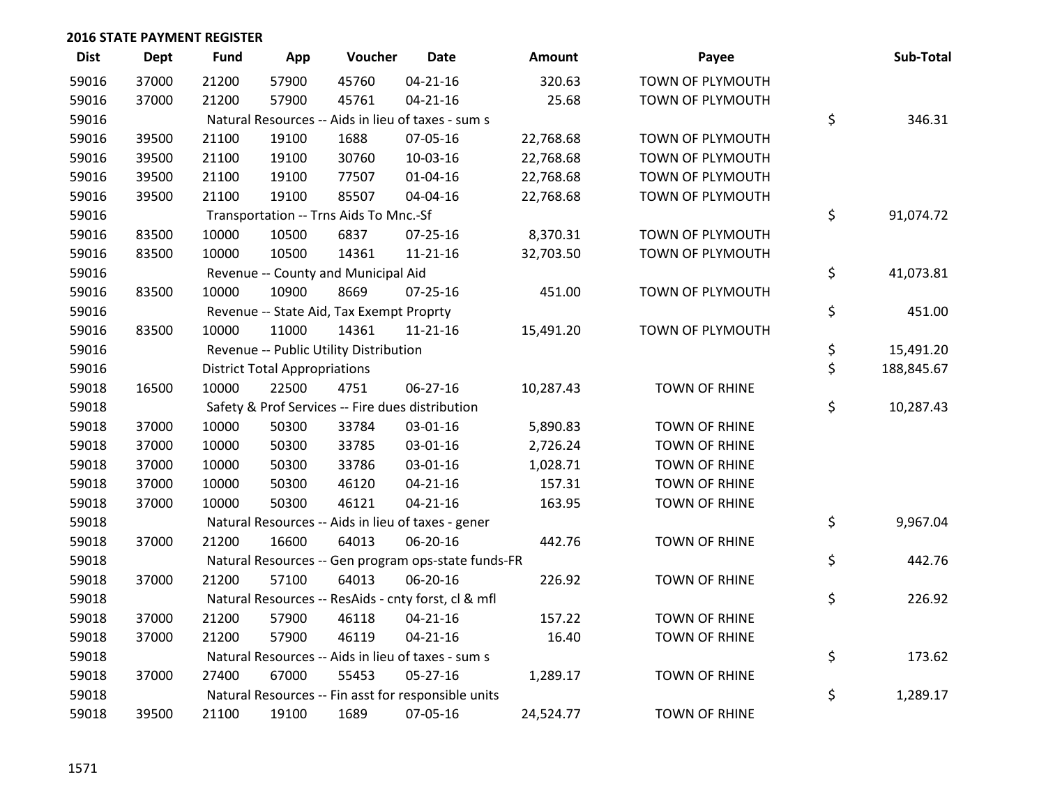## 2016 STATE PAYMENT REGISTER

| Dist | Dept | Fund | App | Voucher | Date | Amount | Payee | Sub-Total |
|---|---|---|---|---|---|---|---|---|
| 59016 | 37000 | 21200 | 57900 | 45760 | 04-21-16 | 320.63 | TOWN OF PLYMOUTH | |
| 59016 | 37000 | 21200 | 57900 | 45761 | 04-21-16 | 25.68 | TOWN OF PLYMOUTH | |
| 59016 | | Natural Resources -- Aids in lieu of taxes - sum s | | | | | | $ 346.31 |
| 59016 | 39500 | 21100 | 19100 | 1688 | 07-05-16 | 22,768.68 | TOWN OF PLYMOUTH | |
| 59016 | 39500 | 21100 | 19100 | 30760 | 10-03-16 | 22,768.68 | TOWN OF PLYMOUTH | |
| 59016 | 39500 | 21100 | 19100 | 77507 | 01-04-16 | 22,768.68 | TOWN OF PLYMOUTH | |
| 59016 | 39500 | 21100 | 19100 | 85507 | 04-04-16 | 22,768.68 | TOWN OF PLYMOUTH | |
| 59016 | | Transportation -- Trns Aids To Mnc.-Sf | | | | | | $ 91,074.72 |
| 59016 | 83500 | 10000 | 10500 | 6837 | 07-25-16 | 8,370.31 | TOWN OF PLYMOUTH | |
| 59016 | 83500 | 10000 | 10500 | 14361 | 11-21-16 | 32,703.50 | TOWN OF PLYMOUTH | |
| 59016 | | Revenue -- County and Municipal Aid | | | | | | $ 41,073.81 |
| 59016 | 83500 | 10000 | 10900 | 8669 | 07-25-16 | 451.00 | TOWN OF PLYMOUTH | |
| 59016 | | Revenue -- State Aid, Tax Exempt Proprty | | | | | | $ 451.00 |
| 59016 | 83500 | 10000 | 11000 | 14361 | 11-21-16 | 15,491.20 | TOWN OF PLYMOUTH | |
| 59016 | | Revenue -- Public Utility Distribution | | | | | | $ 15,491.20 |
| 59016 | | District Total Appropriations | | | | | | $ 188,845.67 |
| 59018 | 16500 | 10000 | 22500 | 4751 | 06-27-16 | 10,287.43 | TOWN OF RHINE | |
| 59018 | | Safety & Prof Services -- Fire dues distribution | | | | | | $ 10,287.43 |
| 59018 | 37000 | 10000 | 50300 | 33784 | 03-01-16 | 5,890.83 | TOWN OF RHINE | |
| 59018 | 37000 | 10000 | 50300 | 33785 | 03-01-16 | 2,726.24 | TOWN OF RHINE | |
| 59018 | 37000 | 10000 | 50300 | 33786 | 03-01-16 | 1,028.71 | TOWN OF RHINE | |
| 59018 | 37000 | 10000 | 50300 | 46120 | 04-21-16 | 157.31 | TOWN OF RHINE | |
| 59018 | 37000 | 10000 | 50300 | 46121 | 04-21-16 | 163.95 | TOWN OF RHINE | |
| 59018 | | Natural Resources -- Aids in lieu of taxes - gener | | | | | | $ 9,967.04 |
| 59018 | 37000 | 21200 | 16600 | 64013 | 06-20-16 | 442.76 | TOWN OF RHINE | |
| 59018 | | Natural Resources -- Gen program ops-state funds-FR | | | | | | $ 442.76 |
| 59018 | 37000 | 21200 | 57100 | 64013 | 06-20-16 | 226.92 | TOWN OF RHINE | |
| 59018 | | Natural Resources -- ResAids - cnty forst, cl & mfl | | | | | | $ 226.92 |
| 59018 | 37000 | 21200 | 57900 | 46118 | 04-21-16 | 157.22 | TOWN OF RHINE | |
| 59018 | 37000 | 21200 | 57900 | 46119 | 04-21-16 | 16.40 | TOWN OF RHINE | |
| 59018 | | Natural Resources -- Aids in lieu of taxes - sum s | | | | | | $ 173.62 |
| 59018 | 37000 | 27400 | 67000 | 55453 | 05-27-16 | 1,289.17 | TOWN OF RHINE | |
| 59018 | | Natural Resources -- Fin asst for responsible units | | | | | | $ 1,289.17 |
| 59018 | 39500 | 21100 | 19100 | 1689 | 07-05-16 | 24,524.77 | TOWN OF RHINE | |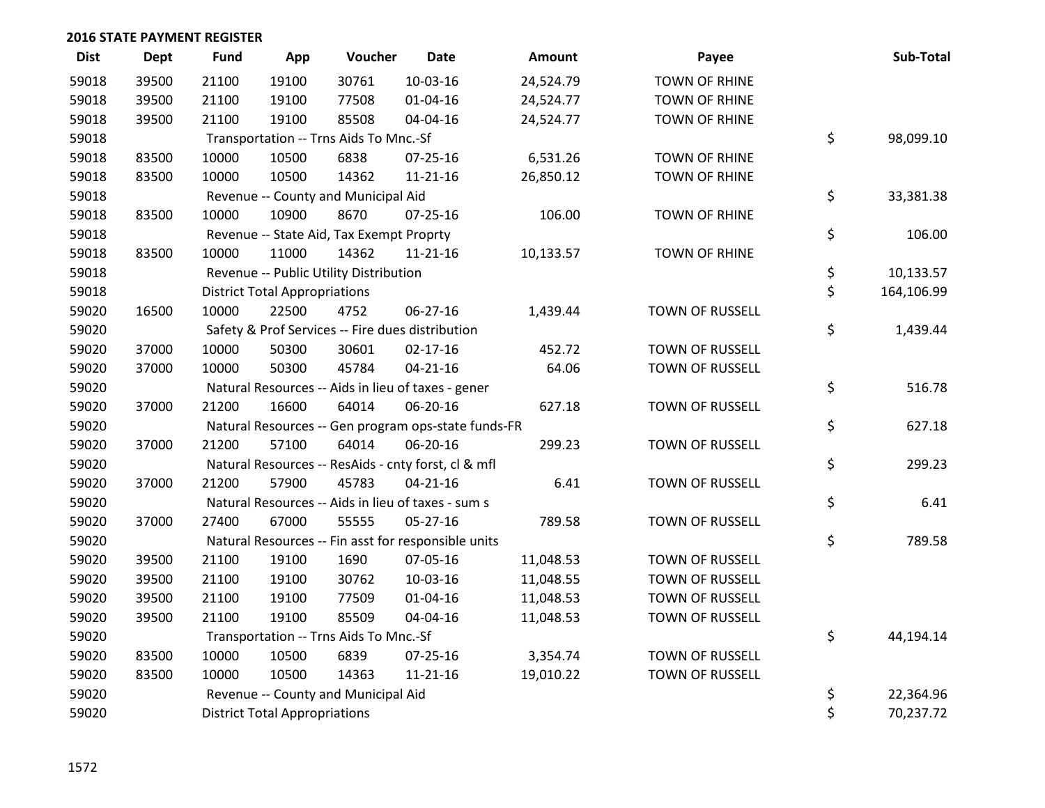## 2016 STATE PAYMENT REGISTER

| Dist | Dept | Fund | App | Voucher | Date | Amount | Payee | Sub-Total |
|---|---|---|---|---|---|---|---|---|
| 59018 | 39500 | 21100 | 19100 | 30761 | 10-03-16 | 24,524.79 | TOWN OF RHINE | |
| 59018 | 39500 | 21100 | 19100 | 77508 | 01-04-16 | 24,524.77 | TOWN OF RHINE | |
| 59018 | 39500 | 21100 | 19100 | 85508 | 04-04-16 | 24,524.77 | TOWN OF RHINE | |
| 59018 | | Transportation -- Trns Aids To Mnc.-Sf | | | | | | $ 98,099.10 |
| 59018 | 83500 | 10000 | 10500 | 6838 | 07-25-16 | 6,531.26 | TOWN OF RHINE | |
| 59018 | 83500 | 10000 | 10500 | 14362 | 11-21-16 | 26,850.12 | TOWN OF RHINE | |
| 59018 | | Revenue -- County and Municipal Aid | | | | | | $ 33,381.38 |
| 59018 | 83500 | 10000 | 10900 | 8670 | 07-25-16 | 106.00 | TOWN OF RHINE | |
| 59018 | | Revenue -- State Aid, Tax Exempt Proprty | | | | | | $ 106.00 |
| 59018 | 83500 | 10000 | 11000 | 14362 | 11-21-16 | 10,133.57 | TOWN OF RHINE | |
| 59018 | | Revenue -- Public Utility Distribution | | | | | | $ 10,133.57 |
| 59018 | | District Total Appropriations | | | | | | $ 164,106.99 |
| 59020 | 16500 | 10000 | 22500 | 4752 | 06-27-16 | 1,439.44 | TOWN OF RUSSELL | |
| 59020 | | Safety & Prof Services -- Fire dues distribution | | | | | | $ 1,439.44 |
| 59020 | 37000 | 10000 | 50300 | 30601 | 02-17-16 | 452.72 | TOWN OF RUSSELL | |
| 59020 | 37000 | 10000 | 50300 | 45784 | 04-21-16 | 64.06 | TOWN OF RUSSELL | |
| 59020 | | Natural Resources -- Aids in lieu of taxes - gener | | | | | | $ 516.78 |
| 59020 | 37000 | 21200 | 16600 | 64014 | 06-20-16 | 627.18 | TOWN OF RUSSELL | |
| 59020 | | Natural Resources -- Gen program ops-state funds-FR | | | | | | $ 627.18 |
| 59020 | 37000 | 21200 | 57100 | 64014 | 06-20-16 | 299.23 | TOWN OF RUSSELL | |
| 59020 | | Natural Resources -- ResAids - cnty forst, cl & mfl | | | | | | $ 299.23 |
| 59020 | 37000 | 21200 | 57900 | 45783 | 04-21-16 | 6.41 | TOWN OF RUSSELL | |
| 59020 | | Natural Resources -- Aids in lieu of taxes - sum s | | | | | | $ 6.41 |
| 59020 | 37000 | 27400 | 67000 | 55555 | 05-27-16 | 789.58 | TOWN OF RUSSELL | |
| 59020 | | Natural Resources -- Fin asst for responsible units | | | | | | $ 789.58 |
| 59020 | 39500 | 21100 | 19100 | 1690 | 07-05-16 | 11,048.53 | TOWN OF RUSSELL | |
| 59020 | 39500 | 21100 | 19100 | 30762 | 10-03-16 | 11,048.55 | TOWN OF RUSSELL | |
| 59020 | 39500 | 21100 | 19100 | 77509 | 01-04-16 | 11,048.53 | TOWN OF RUSSELL | |
| 59020 | 39500 | 21100 | 19100 | 85509 | 04-04-16 | 11,048.53 | TOWN OF RUSSELL | |
| 59020 | | Transportation -- Trns Aids To Mnc.-Sf | | | | | | $ 44,194.14 |
| 59020 | 83500 | 10000 | 10500 | 6839 | 07-25-16 | 3,354.74 | TOWN OF RUSSELL | |
| 59020 | 83500 | 10000 | 10500 | 14363 | 11-21-16 | 19,010.22 | TOWN OF RUSSELL | |
| 59020 | | Revenue -- County and Municipal Aid | | | | | | $ 22,364.96 |
| 59020 | | District Total Appropriations | | | | | | $ 70,237.72 |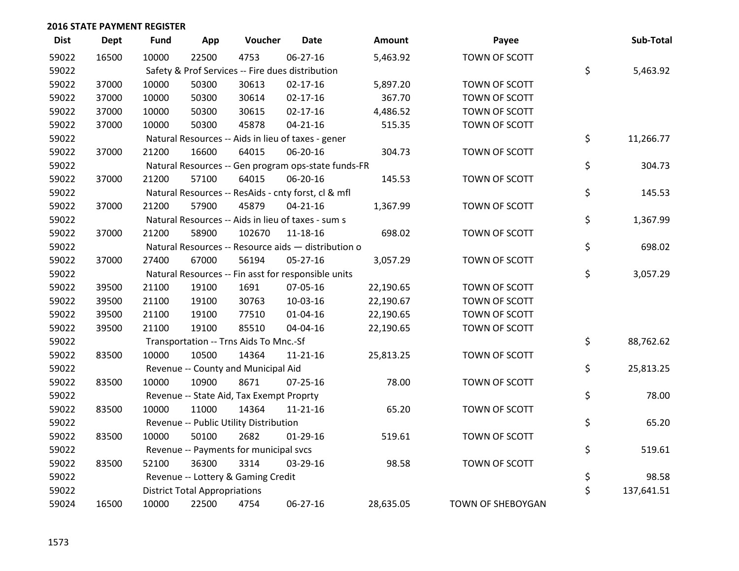## 2016 STATE PAYMENT REGISTER

| Dist | Dept | Fund | App | Voucher | Date | Amount | Payee | Sub-Total |
|---|---|---|---|---|---|---|---|---|
| 59022 | 16500 | 10000 | 22500 | 4753 | 06-27-16 | 5,463.92 | TOWN OF SCOTT | |
| 59022 | | Safety & Prof Services -- Fire dues distribution | | | | | | $ 5,463.92 |
| 59022 | 37000 | 10000 | 50300 | 30613 | 02-17-16 | 5,897.20 | TOWN OF SCOTT | |
| 59022 | 37000 | 10000 | 50300 | 30614 | 02-17-16 | 367.70 | TOWN OF SCOTT | |
| 59022 | 37000 | 10000 | 50300 | 30615 | 02-17-16 | 4,486.52 | TOWN OF SCOTT | |
| 59022 | 37000 | 10000 | 50300 | 45878 | 04-21-16 | 515.35 | TOWN OF SCOTT | |
| 59022 | | Natural Resources -- Aids in lieu of taxes - gener | | | | | | $ 11,266.77 |
| 59022 | 37000 | 21200 | 16600 | 64015 | 06-20-16 | 304.73 | TOWN OF SCOTT | |
| 59022 | | Natural Resources -- Gen program ops-state funds-FR | | | | | | $ 304.73 |
| 59022 | 37000 | 21200 | 57100 | 64015 | 06-20-16 | 145.53 | TOWN OF SCOTT | |
| 59022 | | Natural Resources -- ResAids - cnty forst, cl & mfl | | | | | | $ 145.53 |
| 59022 | 37000 | 21200 | 57900 | 45879 | 04-21-16 | 1,367.99 | TOWN OF SCOTT | |
| 59022 | | Natural Resources -- Aids in lieu of taxes - sum s | | | | | | $ 1,367.99 |
| 59022 | 37000 | 21200 | 58900 | 102670 | 11-18-16 | 698.02 | TOWN OF SCOTT | |
| 59022 | | Natural Resources -- Resource aids — distribution o | | | | | | $ 698.02 |
| 59022 | 37000 | 27400 | 67000 | 56194 | 05-27-16 | 3,057.29 | TOWN OF SCOTT | |
| 59022 | | Natural Resources -- Fin asst for responsible units | | | | | | $ 3,057.29 |
| 59022 | 39500 | 21100 | 19100 | 1691 | 07-05-16 | 22,190.65 | TOWN OF SCOTT | |
| 59022 | 39500 | 21100 | 19100 | 30763 | 10-03-16 | 22,190.67 | TOWN OF SCOTT | |
| 59022 | 39500 | 21100 | 19100 | 77510 | 01-04-16 | 22,190.65 | TOWN OF SCOTT | |
| 59022 | 39500 | 21100 | 19100 | 85510 | 04-04-16 | 22,190.65 | TOWN OF SCOTT | |
| 59022 | | Transportation -- Trns Aids To Mnc.-Sf | | | | | | $ 88,762.62 |
| 59022 | 83500 | 10000 | 10500 | 14364 | 11-21-16 | 25,813.25 | TOWN OF SCOTT | |
| 59022 | | Revenue -- County and Municipal Aid | | | | | | $ 25,813.25 |
| 59022 | 83500 | 10000 | 10900 | 8671 | 07-25-16 | 78.00 | TOWN OF SCOTT | |
| 59022 | | Revenue -- State Aid, Tax Exempt Proprty | | | | | | $ 78.00 |
| 59022 | 83500 | 10000 | 11000 | 14364 | 11-21-16 | 65.20 | TOWN OF SCOTT | |
| 59022 | | Revenue -- Public Utility Distribution | | | | | | $ 65.20 |
| 59022 | 83500 | 10000 | 50100 | 2682 | 01-29-16 | 519.61 | TOWN OF SCOTT | |
| 59022 | | Revenue -- Payments for municipal svcs | | | | | | $ 519.61 |
| 59022 | 83500 | 52100 | 36300 | 3314 | 03-29-16 | 98.58 | TOWN OF SCOTT | |
| 59022 | | Revenue -- Lottery & Gaming Credit | | | | | | $ 98.58 |
| 59022 | | District Total Appropriations | | | | | | $ 137,641.51 |
| 59024 | 16500 | 10000 | 22500 | 4754 | 06-27-16 | 28,635.05 | TOWN OF SHEBOYGAN | |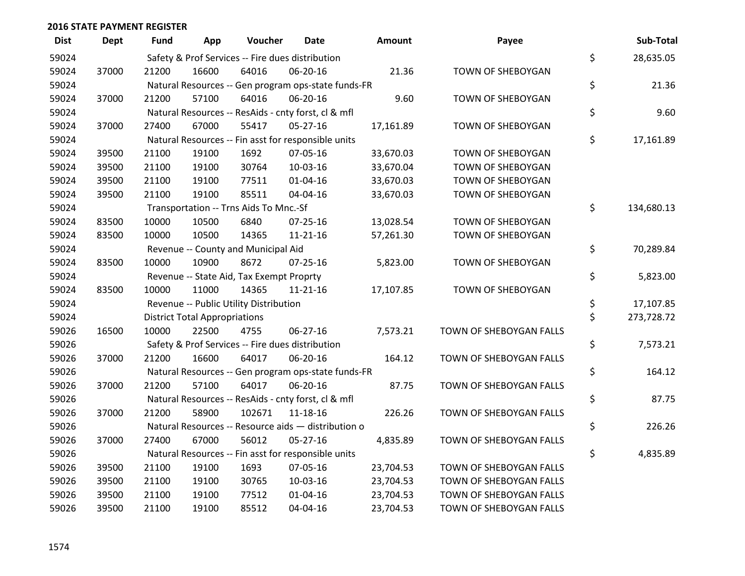## 2016 STATE PAYMENT REGISTER

| Dist | Dept | Fund | App | Voucher | Date | Amount | Payee | | Sub-Total |
|---|---|---|---|---|---|---|---|---|---|
| 59024 | | Safety & Prof Services -- Fire dues distribution | | | | | | $ | 28,635.05 |
| 59024 | 37000 | 21200 | 16600 | 64016 | 06-20-16 | 21.36 | TOWN OF SHEBOYGAN | | |
| 59024 | | Natural Resources -- Gen program ops-state funds-FR | | | | | | $ | 21.36 |
| 59024 | 37000 | 21200 | 57100 | 64016 | 06-20-16 | 9.60 | TOWN OF SHEBOYGAN | | |
| 59024 | | Natural Resources -- ResAids - cnty forst, cl & mfl | | | | | | $ | 9.60 |
| 59024 | 37000 | 27400 | 67000 | 55417 | 05-27-16 | 17,161.89 | TOWN OF SHEBOYGAN | | |
| 59024 | | Natural Resources -- Fin asst for responsible units | | | | | | $ | 17,161.89 |
| 59024 | 39500 | 21100 | 19100 | 1692 | 07-05-16 | 33,670.03 | TOWN OF SHEBOYGAN | | |
| 59024 | 39500 | 21100 | 19100 | 30764 | 10-03-16 | 33,670.04 | TOWN OF SHEBOYGAN | | |
| 59024 | 39500 | 21100 | 19100 | 77511 | 01-04-16 | 33,670.03 | TOWN OF SHEBOYGAN | | |
| 59024 | 39500 | 21100 | 19100 | 85511 | 04-04-16 | 33,670.03 | TOWN OF SHEBOYGAN | | |
| 59024 | | Transportation -- Trns Aids To Mnc.-Sf | | | | | | $ | 134,680.13 |
| 59024 | 83500 | 10000 | 10500 | 6840 | 07-25-16 | 13,028.54 | TOWN OF SHEBOYGAN | | |
| 59024 | 83500 | 10000 | 10500 | 14365 | 11-21-16 | 57,261.30 | TOWN OF SHEBOYGAN | | |
| 59024 | | Revenue -- County and Municipal Aid | | | | | | $ | 70,289.84 |
| 59024 | 83500 | 10000 | 10900 | 8672 | 07-25-16 | 5,823.00 | TOWN OF SHEBOYGAN | | |
| 59024 | | Revenue -- State Aid, Tax Exempt Proprty | | | | | | $ | 5,823.00 |
| 59024 | 83500 | 10000 | 11000 | 14365 | 11-21-16 | 17,107.85 | TOWN OF SHEBOYGAN | | |
| 59024 | | Revenue -- Public Utility Distribution | | | | | | $ | 17,107.85 |
| 59024 | | District Total Appropriations | | | | | | $ | 273,728.72 |
| 59026 | 16500 | 10000 | 22500 | 4755 | 06-27-16 | 7,573.21 | TOWN OF SHEBOYGAN FALLS | | |
| 59026 | | Safety & Prof Services -- Fire dues distribution | | | | | | $ | 7,573.21 |
| 59026 | 37000 | 21200 | 16600 | 64017 | 06-20-16 | 164.12 | TOWN OF SHEBOYGAN FALLS | | |
| 59026 | | Natural Resources -- Gen program ops-state funds-FR | | | | | | $ | 164.12 |
| 59026 | 37000 | 21200 | 57100 | 64017 | 06-20-16 | 87.75 | TOWN OF SHEBOYGAN FALLS | | |
| 59026 | | Natural Resources -- ResAids - cnty forst, cl & mfl | | | | | | $ | 87.75 |
| 59026 | 37000 | 21200 | 58900 | 102671 | 11-18-16 | 226.26 | TOWN OF SHEBOYGAN FALLS | | |
| 59026 | | Natural Resources -- Resource aids — distribution o | | | | | | $ | 226.26 |
| 59026 | 37000 | 27400 | 67000 | 56012 | 05-27-16 | 4,835.89 | TOWN OF SHEBOYGAN FALLS | | |
| 59026 | | Natural Resources -- Fin asst for responsible units | | | | | | $ | 4,835.89 |
| 59026 | 39500 | 21100 | 19100 | 1693 | 07-05-16 | 23,704.53 | TOWN OF SHEBOYGAN FALLS | | |
| 59026 | 39500 | 21100 | 19100 | 30765 | 10-03-16 | 23,704.53 | TOWN OF SHEBOYGAN FALLS | | |
| 59026 | 39500 | 21100 | 19100 | 77512 | 01-04-16 | 23,704.53 | TOWN OF SHEBOYGAN FALLS | | |
| 59026 | 39500 | 21100 | 19100 | 85512 | 04-04-16 | 23,704.53 | TOWN OF SHEBOYGAN FALLS | | |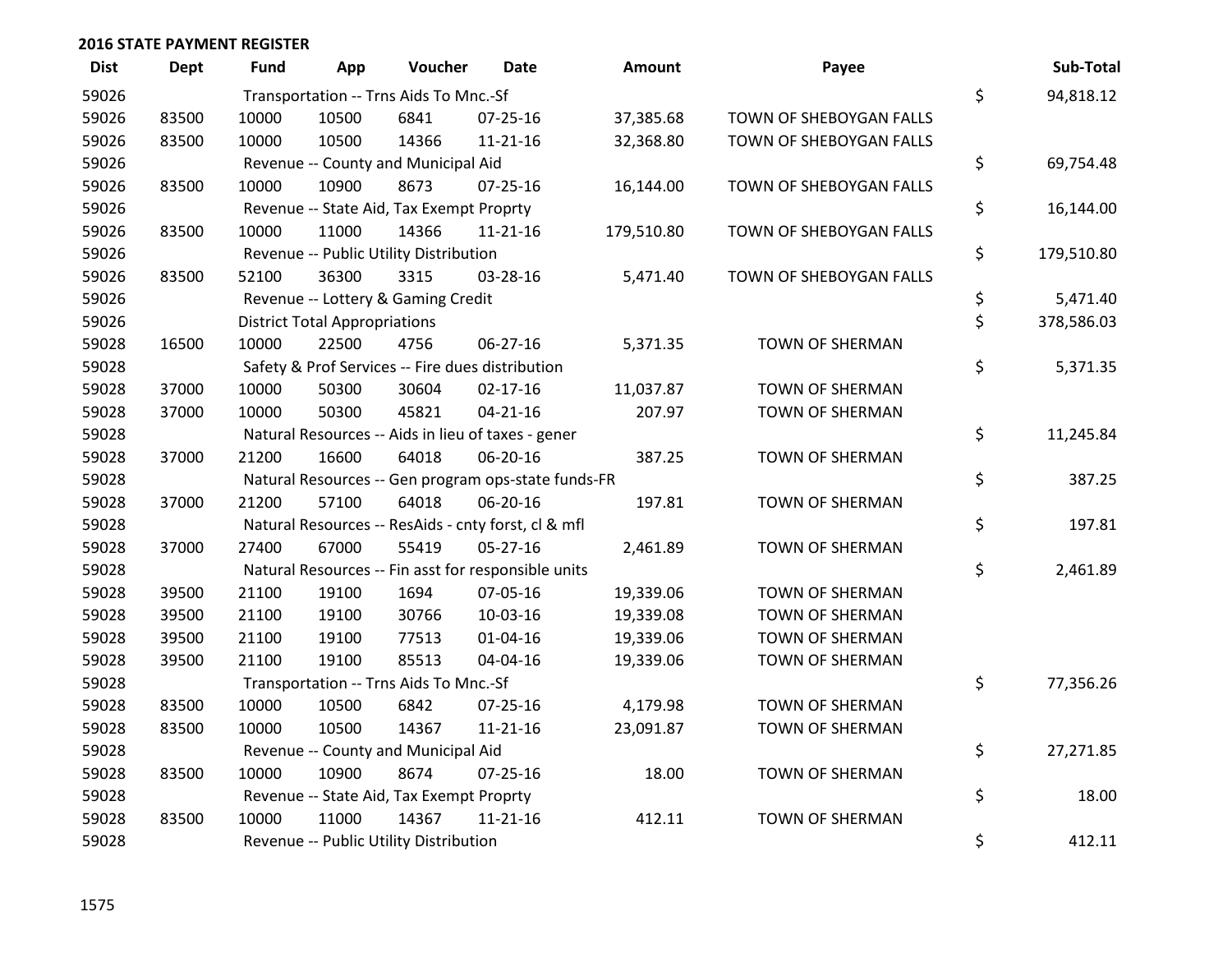## 2016 STATE PAYMENT REGISTER

| Dist | Dept | Fund | App | Voucher | Date | Amount | Payee | Sub-Total |
|---|---|---|---|---|---|---|---|---|
| 59026 | | Transportation -- Trns Aids To Mnc.-Sf | | | | | | $ 94,818.12 |
| 59026 | 83500 | 10000 | 10500 | 6841 | 07-25-16 | 37,385.68 | TOWN OF SHEBOYGAN FALLS | |
| 59026 | 83500 | 10000 | 10500 | 14366 | 11-21-16 | 32,368.80 | TOWN OF SHEBOYGAN FALLS | |
| 59026 | | Revenue -- County and Municipal Aid | | | | | | $ 69,754.48 |
| 59026 | 83500 | 10000 | 10900 | 8673 | 07-25-16 | 16,144.00 | TOWN OF SHEBOYGAN FALLS | |
| 59026 | | Revenue -- State Aid, Tax Exempt Proprty | | | | | | $ 16,144.00 |
| 59026 | 83500 | 10000 | 11000 | 14366 | 11-21-16 | 179,510.80 | TOWN OF SHEBOYGAN FALLS | |
| 59026 | | Revenue -- Public Utility Distribution | | | | | | $ 179,510.80 |
| 59026 | 83500 | 52100 | 36300 | 3315 | 03-28-16 | 5,471.40 | TOWN OF SHEBOYGAN FALLS | |
| 59026 | | Revenue -- Lottery & Gaming Credit | | | | | | $ 5,471.40 |
| 59026 | | District Total Appropriations | | | | | | $ 378,586.03 |
| 59028 | 16500 | 10000 | 22500 | 4756 | 06-27-16 | 5,371.35 | TOWN OF SHERMAN | |
| 59028 | | Safety & Prof Services -- Fire dues distribution | | | | | | $ 5,371.35 |
| 59028 | 37000 | 10000 | 50300 | 30604 | 02-17-16 | 11,037.87 | TOWN OF SHERMAN | |
| 59028 | 37000 | 10000 | 50300 | 45821 | 04-21-16 | 207.97 | TOWN OF SHERMAN | |
| 59028 | | Natural Resources -- Aids in lieu of taxes - gener | | | | | | $ 11,245.84 |
| 59028 | 37000 | 21200 | 16600 | 64018 | 06-20-16 | 387.25 | TOWN OF SHERMAN | |
| 59028 | | Natural Resources -- Gen program ops-state funds-FR | | | | | | $ 387.25 |
| 59028 | 37000 | 21200 | 57100 | 64018 | 06-20-16 | 197.81 | TOWN OF SHERMAN | |
| 59028 | | Natural Resources -- ResAids - cnty forst, cl & mfl | | | | | | $ 197.81 |
| 59028 | 37000 | 27400 | 67000 | 55419 | 05-27-16 | 2,461.89 | TOWN OF SHERMAN | |
| 59028 | | Natural Resources -- Fin asst for responsible units | | | | | | $ 2,461.89 |
| 59028 | 39500 | 21100 | 19100 | 1694 | 07-05-16 | 19,339.06 | TOWN OF SHERMAN | |
| 59028 | 39500 | 21100 | 19100 | 30766 | 10-03-16 | 19,339.08 | TOWN OF SHERMAN | |
| 59028 | 39500 | 21100 | 19100 | 77513 | 01-04-16 | 19,339.06 | TOWN OF SHERMAN | |
| 59028 | 39500 | 21100 | 19100 | 85513 | 04-04-16 | 19,339.06 | TOWN OF SHERMAN | |
| 59028 | | Transportation -- Trns Aids To Mnc.-Sf | | | | | | $ 77,356.26 |
| 59028 | 83500 | 10000 | 10500 | 6842 | 07-25-16 | 4,179.98 | TOWN OF SHERMAN | |
| 59028 | 83500 | 10000 | 10500 | 14367 | 11-21-16 | 23,091.87 | TOWN OF SHERMAN | |
| 59028 | | Revenue -- County and Municipal Aid | | | | | | $ 27,271.85 |
| 59028 | 83500 | 10000 | 10900 | 8674 | 07-25-16 | 18.00 | TOWN OF SHERMAN | |
| 59028 | | Revenue -- State Aid, Tax Exempt Proprty | | | | | | $ 18.00 |
| 59028 | 83500 | 10000 | 11000 | 14367 | 11-21-16 | 412.11 | TOWN OF SHERMAN | |
| 59028 | | Revenue -- Public Utility Distribution | | | | | | $ 412.11 |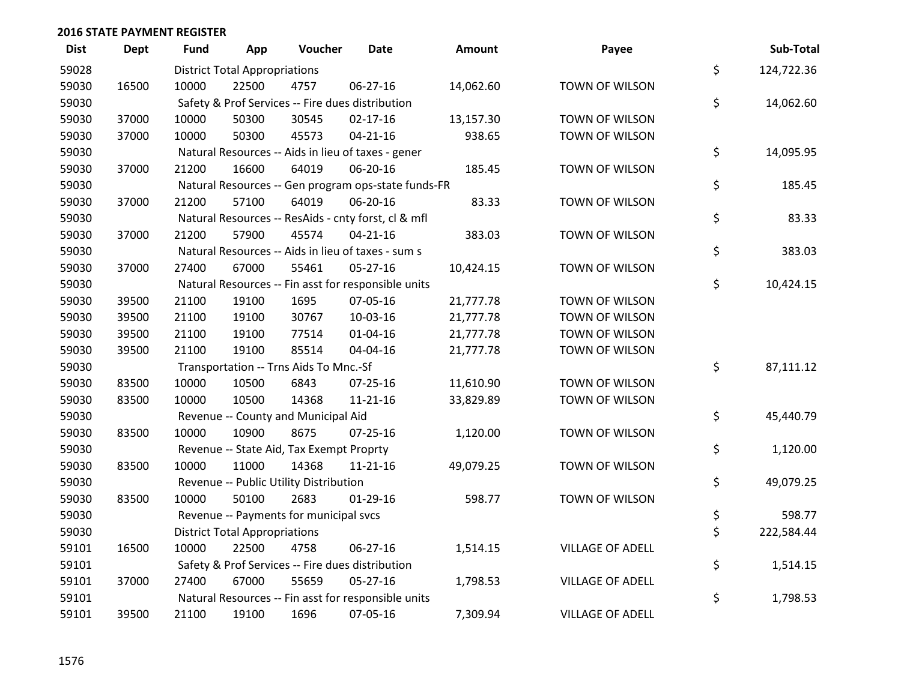## 2016 STATE PAYMENT REGISTER

| Dist | Dept | Fund | App | Voucher | Date | Amount | Payee | Sub-Total |
|---|---|---|---|---|---|---|---|---|
| 59028 | | District Total Appropriations | | | | | | $ 124,722.36 |
| 59030 | 16500 | 10000 | 22500 | 4757 | 06-27-16 | 14,062.60 | TOWN OF WILSON | |
| 59030 | | Safety & Prof Services -- Fire dues distribution | | | | | | $ 14,062.60 |
| 59030 | 37000 | 10000 | 50300 | 30545 | 02-17-16 | 13,157.30 | TOWN OF WILSON | |
| 59030 | 37000 | 10000 | 50300 | 45573 | 04-21-16 | 938.65 | TOWN OF WILSON | |
| 59030 | | Natural Resources -- Aids in lieu of taxes - gener | | | | | | $ 14,095.95 |
| 59030 | 37000 | 21200 | 16600 | 64019 | 06-20-16 | 185.45 | TOWN OF WILSON | |
| 59030 | | Natural Resources -- Gen program ops-state funds-FR | | | | | | $ 185.45 |
| 59030 | 37000 | 21200 | 57100 | 64019 | 06-20-16 | 83.33 | TOWN OF WILSON | |
| 59030 | | Natural Resources -- ResAids - cnty forst, cl & mfl | | | | | | $ 83.33 |
| 59030 | 37000 | 21200 | 57900 | 45574 | 04-21-16 | 383.03 | TOWN OF WILSON | |
| 59030 | | Natural Resources -- Aids in lieu of taxes - sum s | | | | | | $ 383.03 |
| 59030 | 37000 | 27400 | 67000 | 55461 | 05-27-16 | 10,424.15 | TOWN OF WILSON | |
| 59030 | | Natural Resources -- Fin asst for responsible units | | | | | | $ 10,424.15 |
| 59030 | 39500 | 21100 | 19100 | 1695 | 07-05-16 | 21,777.78 | TOWN OF WILSON | |
| 59030 | 39500 | 21100 | 19100 | 30767 | 10-03-16 | 21,777.78 | TOWN OF WILSON | |
| 59030 | 39500 | 21100 | 19100 | 77514 | 01-04-16 | 21,777.78 | TOWN OF WILSON | |
| 59030 | 39500 | 21100 | 19100 | 85514 | 04-04-16 | 21,777.78 | TOWN OF WILSON | |
| 59030 | | Transportation -- Trns Aids To Mnc.-Sf | | | | | | $ 87,111.12 |
| 59030 | 83500 | 10000 | 10500 | 6843 | 07-25-16 | 11,610.90 | TOWN OF WILSON | |
| 59030 | 83500 | 10000 | 10500 | 14368 | 11-21-16 | 33,829.89 | TOWN OF WILSON | |
| 59030 | | Revenue -- County and Municipal Aid | | | | | | $ 45,440.79 |
| 59030 | 83500 | 10000 | 10900 | 8675 | 07-25-16 | 1,120.00 | TOWN OF WILSON | |
| 59030 | | Revenue -- State Aid, Tax Exempt Proprty | | | | | | $ 1,120.00 |
| 59030 | 83500 | 10000 | 11000 | 14368 | 11-21-16 | 49,079.25 | TOWN OF WILSON | |
| 59030 | | Revenue -- Public Utility Distribution | | | | | | $ 49,079.25 |
| 59030 | 83500 | 10000 | 50100 | 2683 | 01-29-16 | 598.77 | TOWN OF WILSON | |
| 59030 | | Revenue -- Payments for municipal svcs | | | | | | $ 598.77 |
| 59030 | | District Total Appropriations | | | | | | $ 222,584.44 |
| 59101 | 16500 | 10000 | 22500 | 4758 | 06-27-16 | 1,514.15 | VILLAGE OF ADELL | |
| 59101 | | Safety & Prof Services -- Fire dues distribution | | | | | | $ 1,514.15 |
| 59101 | 37000 | 27400 | 67000 | 55659 | 05-27-16 | 1,798.53 | VILLAGE OF ADELL | |
| 59101 | | Natural Resources -- Fin asst for responsible units | | | | | | $ 1,798.53 |
| 59101 | 39500 | 21100 | 19100 | 1696 | 07-05-16 | 7,309.94 | VILLAGE OF ADELL | |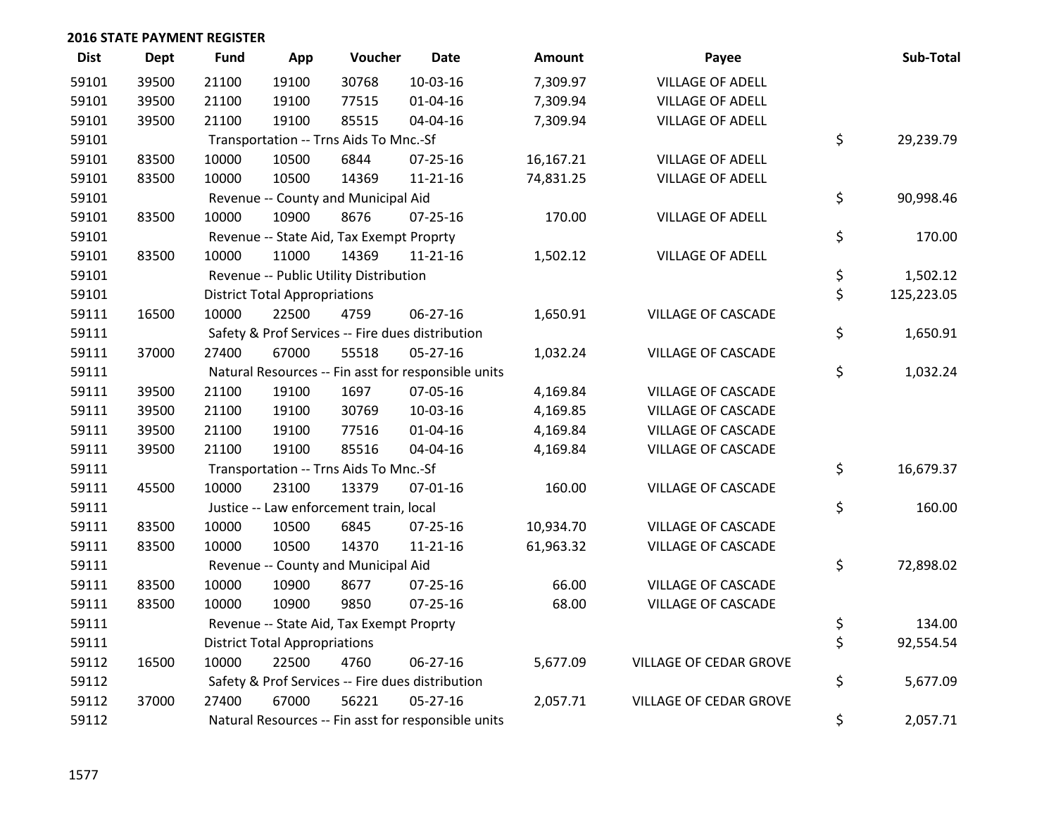## 2016 STATE PAYMENT REGISTER

| Dist | Dept | Fund | App | Voucher | Date | Amount | Payee | Sub-Total |
|---|---|---|---|---|---|---|---|---|
| 59101 | 39500 | 21100 | 19100 | 30768 | 10-03-16 | 7,309.97 | VILLAGE OF ADELL | |
| 59101 | 39500 | 21100 | 19100 | 77515 | 01-04-16 | 7,309.94 | VILLAGE OF ADELL | |
| 59101 | 39500 | 21100 | 19100 | 85515 | 04-04-16 | 7,309.94 | VILLAGE OF ADELL | |
| 59101 | | Transportation -- Trns Aids To Mnc.-Sf | | | | | | $ 29,239.79 |
| 59101 | 83500 | 10000 | 10500 | 6844 | 07-25-16 | 16,167.21 | VILLAGE OF ADELL | |
| 59101 | 83500 | 10000 | 10500 | 14369 | 11-21-16 | 74,831.25 | VILLAGE OF ADELL | |
| 59101 | | Revenue -- County and Municipal Aid | | | | | | $ 90,998.46 |
| 59101 | 83500 | 10000 | 10900 | 8676 | 07-25-16 | 170.00 | VILLAGE OF ADELL | |
| 59101 | | Revenue -- State Aid, Tax Exempt Proprty | | | | | | $ 170.00 |
| 59101 | 83500 | 10000 | 11000 | 14369 | 11-21-16 | 1,502.12 | VILLAGE OF ADELL | |
| 59101 | | Revenue -- Public Utility Distribution | | | | | | $ 1,502.12 |
| 59101 | | District Total Appropriations | | | | | | $ 125,223.05 |
| 59111 | 16500 | 10000 | 22500 | 4759 | 06-27-16 | 1,650.91 | VILLAGE OF CASCADE | |
| 59111 | | Safety & Prof Services -- Fire dues distribution | | | | | | $ 1,650.91 |
| 59111 | 37000 | 27400 | 67000 | 55518 | 05-27-16 | 1,032.24 | VILLAGE OF CASCADE | |
| 59111 | | Natural Resources -- Fin asst for responsible units | | | | | | $ 1,032.24 |
| 59111 | 39500 | 21100 | 19100 | 1697 | 07-05-16 | 4,169.84 | VILLAGE OF CASCADE | |
| 59111 | 39500 | 21100 | 19100 | 30769 | 10-03-16 | 4,169.85 | VILLAGE OF CASCADE | |
| 59111 | 39500 | 21100 | 19100 | 77516 | 01-04-16 | 4,169.84 | VILLAGE OF CASCADE | |
| 59111 | 39500 | 21100 | 19100 | 85516 | 04-04-16 | 4,169.84 | VILLAGE OF CASCADE | |
| 59111 | | Transportation -- Trns Aids To Mnc.-Sf | | | | | | $ 16,679.37 |
| 59111 | 45500 | 10000 | 23100 | 13379 | 07-01-16 | 160.00 | VILLAGE OF CASCADE | |
| 59111 | | Justice -- Law enforcement train, local | | | | | | $ 160.00 |
| 59111 | 83500 | 10000 | 10500 | 6845 | 07-25-16 | 10,934.70 | VILLAGE OF CASCADE | |
| 59111 | 83500 | 10000 | 10500 | 14370 | 11-21-16 | 61,963.32 | VILLAGE OF CASCADE | |
| 59111 | | Revenue -- County and Municipal Aid | | | | | | $ 72,898.02 |
| 59111 | 83500 | 10000 | 10900 | 8677 | 07-25-16 | 66.00 | VILLAGE OF CASCADE | |
| 59111 | 83500 | 10000 | 10900 | 9850 | 07-25-16 | 68.00 | VILLAGE OF CASCADE | |
| 59111 | | Revenue -- State Aid, Tax Exempt Proprty | | | | | | $ 134.00 |
| 59111 | | District Total Appropriations | | | | | | $ 92,554.54 |
| 59112 | 16500 | 10000 | 22500 | 4760 | 06-27-16 | 5,677.09 | VILLAGE OF CEDAR GROVE | |
| 59112 | | Safety & Prof Services -- Fire dues distribution | | | | | | $ 5,677.09 |
| 59112 | 37000 | 27400 | 67000 | 56221 | 05-27-16 | 2,057.71 | VILLAGE OF CEDAR GROVE | |
| 59112 | | Natural Resources -- Fin asst for responsible units | | | | | | $ 2,057.71 |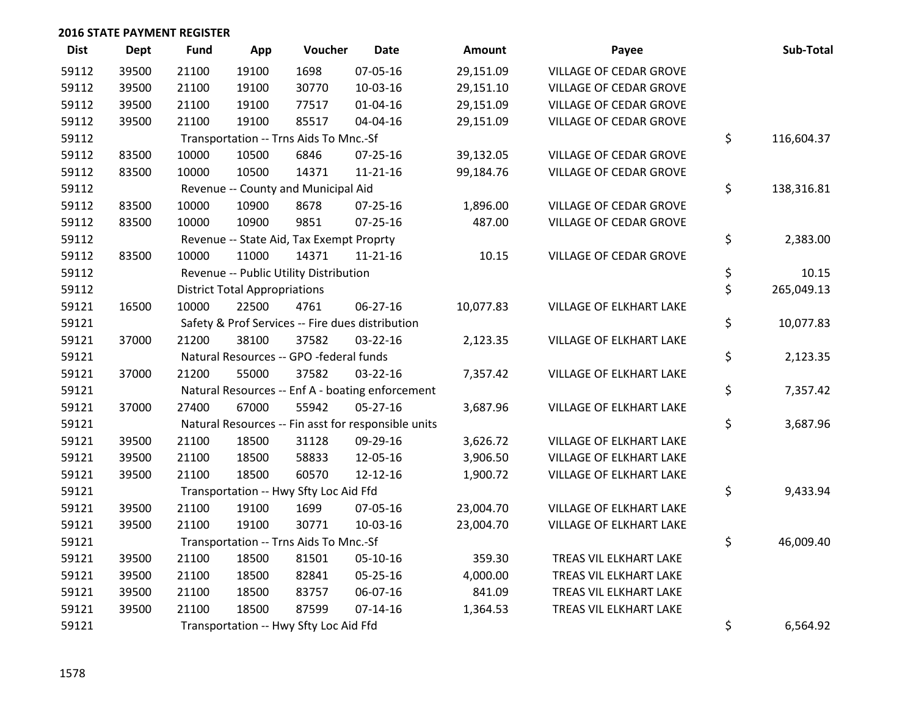## 2016 STATE PAYMENT REGISTER

| Dist | Dept | Fund | App | Voucher | Date | Amount | Payee | Sub-Total |
|---|---|---|---|---|---|---|---|---|
| 59112 | 39500 | 21100 | 19100 | 1698 | 07-05-16 | 29,151.09 | VILLAGE OF CEDAR GROVE | |
| 59112 | 39500 | 21100 | 19100 | 30770 | 10-03-16 | 29,151.10 | VILLAGE OF CEDAR GROVE | |
| 59112 | 39500 | 21100 | 19100 | 77517 | 01-04-16 | 29,151.09 | VILLAGE OF CEDAR GROVE | |
| 59112 | 39500 | 21100 | 19100 | 85517 | 04-04-16 | 29,151.09 | VILLAGE OF CEDAR GROVE | |
| 59112 | | Transportation -- Trns Aids To Mnc.-Sf | | | | | | $ 116,604.37 |
| 59112 | 83500 | 10000 | 10500 | 6846 | 07-25-16 | 39,132.05 | VILLAGE OF CEDAR GROVE | |
| 59112 | 83500 | 10000 | 10500 | 14371 | 11-21-16 | 99,184.76 | VILLAGE OF CEDAR GROVE | |
| 59112 | | Revenue -- County and Municipal Aid | | | | | | $ 138,316.81 |
| 59112 | 83500 | 10000 | 10900 | 8678 | 07-25-16 | 1,896.00 | VILLAGE OF CEDAR GROVE | |
| 59112 | 83500 | 10000 | 10900 | 9851 | 07-25-16 | 487.00 | VILLAGE OF CEDAR GROVE | |
| 59112 | | Revenue -- State Aid, Tax Exempt Proprty | | | | | | $ 2,383.00 |
| 59112 | 83500 | 10000 | 11000 | 14371 | 11-21-16 | 10.15 | VILLAGE OF CEDAR GROVE | |
| 59112 | | Revenue -- Public Utility Distribution | | | | | | $ 10.15 |
| 59112 | | District Total Appropriations | | | | | | $ 265,049.13 |
| 59121 | 16500 | 10000 | 22500 | 4761 | 06-27-16 | 10,077.83 | VILLAGE OF ELKHART LAKE | |
| 59121 | | Safety & Prof Services -- Fire dues distribution | | | | | | $ 10,077.83 |
| 59121 | 37000 | 21200 | 38100 | 37582 | 03-22-16 | 2,123.35 | VILLAGE OF ELKHART LAKE | |
| 59121 | | Natural Resources -- GPO -federal funds | | | | | | $ 2,123.35 |
| 59121 | 37000 | 21200 | 55000 | 37582 | 03-22-16 | 7,357.42 | VILLAGE OF ELKHART LAKE | |
| 59121 | | Natural Resources -- Enf A - boating enforcement | | | | | | $ 7,357.42 |
| 59121 | 37000 | 27400 | 67000 | 55942 | 05-27-16 | 3,687.96 | VILLAGE OF ELKHART LAKE | |
| 59121 | | Natural Resources -- Fin asst for responsible units | | | | | | $ 3,687.96 |
| 59121 | 39500 | 21100 | 18500 | 31128 | 09-29-16 | 3,626.72 | VILLAGE OF ELKHART LAKE | |
| 59121 | 39500 | 21100 | 18500 | 58833 | 12-05-16 | 3,906.50 | VILLAGE OF ELKHART LAKE | |
| 59121 | 39500 | 21100 | 18500 | 60570 | 12-12-16 | 1,900.72 | VILLAGE OF ELKHART LAKE | |
| 59121 | | Transportation -- Hwy Sfty Loc Aid Ffd | | | | | | $ 9,433.94 |
| 59121 | 39500 | 21100 | 19100 | 1699 | 07-05-16 | 23,004.70 | VILLAGE OF ELKHART LAKE | |
| 59121 | 39500 | 21100 | 19100 | 30771 | 10-03-16 | 23,004.70 | VILLAGE OF ELKHART LAKE | |
| 59121 | | Transportation -- Trns Aids To Mnc.-Sf | | | | | | $ 46,009.40 |
| 59121 | 39500 | 21100 | 18500 | 81501 | 05-10-16 | 359.30 | TREAS VIL ELKHART LAKE | |
| 59121 | 39500 | 21100 | 18500 | 82841 | 05-25-16 | 4,000.00 | TREAS VIL ELKHART LAKE | |
| 59121 | 39500 | 21100 | 18500 | 83757 | 06-07-16 | 841.09 | TREAS VIL ELKHART LAKE | |
| 59121 | 39500 | 21100 | 18500 | 87599 | 07-14-16 | 1,364.53 | TREAS VIL ELKHART LAKE | |
| 59121 | | Transportation -- Hwy Sfty Loc Aid Ffd | | | | | | $ 6,564.92 |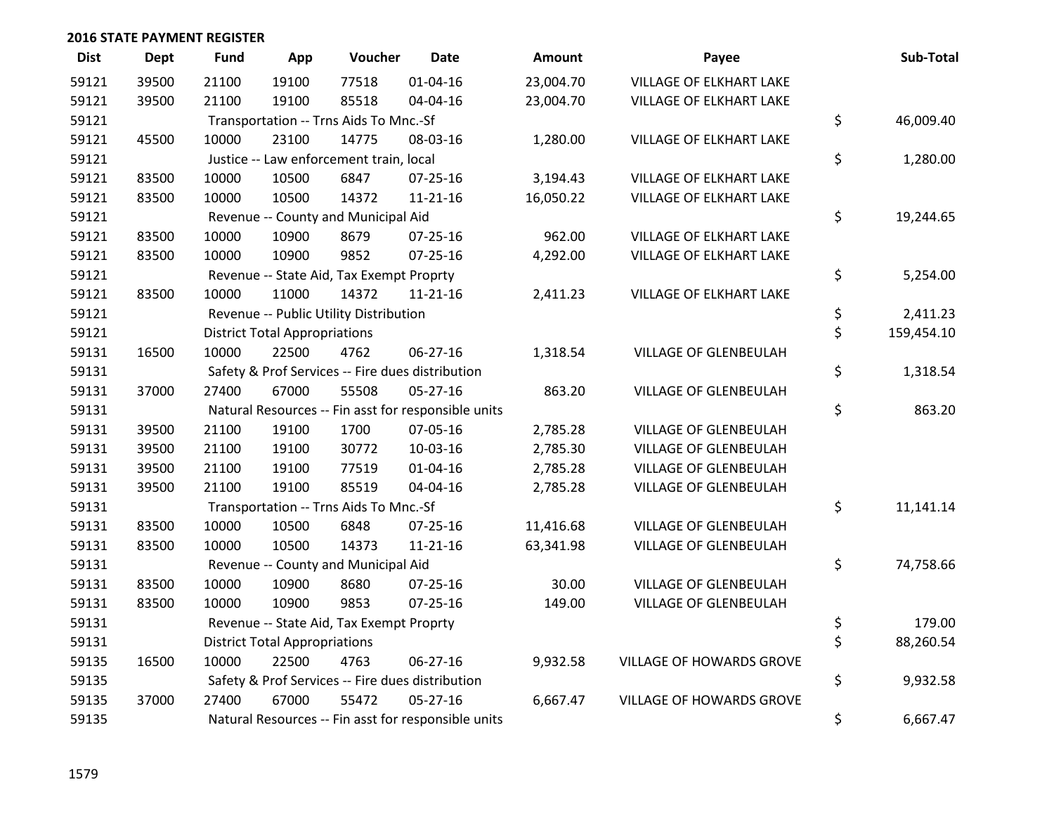## 2016 STATE PAYMENT REGISTER

| Dist | Dept | Fund | App | Voucher | Date | Amount | Payee | Sub-Total |
|---|---|---|---|---|---|---|---|---|
| 59121 | 39500 | 21100 | 19100 | 77518 | 01-04-16 | 23,004.70 | VILLAGE OF ELKHART LAKE | |
| 59121 | 39500 | 21100 | 19100 | 85518 | 04-04-16 | 23,004.70 | VILLAGE OF ELKHART LAKE | |
| 59121 | | Transportation -- Trns Aids To Mnc.-Sf | | | | | | $ 46,009.40 |
| 59121 | 45500 | 10000 | 23100 | 14775 | 08-03-16 | 1,280.00 | VILLAGE OF ELKHART LAKE | |
| 59121 | | Justice -- Law enforcement train, local | | | | | | $ 1,280.00 |
| 59121 | 83500 | 10000 | 10500 | 6847 | 07-25-16 | 3,194.43 | VILLAGE OF ELKHART LAKE | |
| 59121 | 83500 | 10000 | 10500 | 14372 | 11-21-16 | 16,050.22 | VILLAGE OF ELKHART LAKE | |
| 59121 | | Revenue -- County and Municipal Aid | | | | | | $ 19,244.65 |
| 59121 | 83500 | 10000 | 10900 | 8679 | 07-25-16 | 962.00 | VILLAGE OF ELKHART LAKE | |
| 59121 | 83500 | 10000 | 10900 | 9852 | 07-25-16 | 4,292.00 | VILLAGE OF ELKHART LAKE | |
| 59121 | | Revenue -- State Aid, Tax Exempt Proprty | | | | | | $ 5,254.00 |
| 59121 | 83500 | 10000 | 11000 | 14372 | 11-21-16 | 2,411.23 | VILLAGE OF ELKHART LAKE | |
| 59121 | | Revenue -- Public Utility Distribution | | | | | | $ 2,411.23 |
| 59121 | | District Total Appropriations | | | | | | $ 159,454.10 |
| 59131 | 16500 | 10000 | 22500 | 4762 | 06-27-16 | 1,318.54 | VILLAGE OF GLENBEULAH | |
| 59131 | | Safety & Prof Services -- Fire dues distribution | | | | | | $ 1,318.54 |
| 59131 | 37000 | 27400 | 67000 | 55508 | 05-27-16 | 863.20 | VILLAGE OF GLENBEULAH | |
| 59131 | | Natural Resources -- Fin asst for responsible units | | | | | | $ 863.20 |
| 59131 | 39500 | 21100 | 19100 | 1700 | 07-05-16 | 2,785.28 | VILLAGE OF GLENBEULAH | |
| 59131 | 39500 | 21100 | 19100 | 30772 | 10-03-16 | 2,785.30 | VILLAGE OF GLENBEULAH | |
| 59131 | 39500 | 21100 | 19100 | 77519 | 01-04-16 | 2,785.28 | VILLAGE OF GLENBEULAH | |
| 59131 | 39500 | 21100 | 19100 | 85519 | 04-04-16 | 2,785.28 | VILLAGE OF GLENBEULAH | |
| 59131 | | Transportation -- Trns Aids To Mnc.-Sf | | | | | | $ 11,141.14 |
| 59131 | 83500 | 10000 | 10500 | 6848 | 07-25-16 | 11,416.68 | VILLAGE OF GLENBEULAH | |
| 59131 | 83500 | 10000 | 10500 | 14373 | 11-21-16 | 63,341.98 | VILLAGE OF GLENBEULAH | |
| 59131 | | Revenue -- County and Municipal Aid | | | | | | $ 74,758.66 |
| 59131 | 83500 | 10000 | 10900 | 8680 | 07-25-16 | 30.00 | VILLAGE OF GLENBEULAH | |
| 59131 | 83500 | 10000 | 10900 | 9853 | 07-25-16 | 149.00 | VILLAGE OF GLENBEULAH | |
| 59131 | | Revenue -- State Aid, Tax Exempt Proprty | | | | | | $ 179.00 |
| 59131 | | District Total Appropriations | | | | | | $ 88,260.54 |
| 59135 | 16500 | 10000 | 22500 | 4763 | 06-27-16 | 9,932.58 | VILLAGE OF HOWARDS GROVE | |
| 59135 | | Safety & Prof Services -- Fire dues distribution | | | | | | $ 9,932.58 |
| 59135 | 37000 | 27400 | 67000 | 55472 | 05-27-16 | 6,667.47 | VILLAGE OF HOWARDS GROVE | |
| 59135 | | Natural Resources -- Fin asst for responsible units | | | | | | $ 6,667.47 |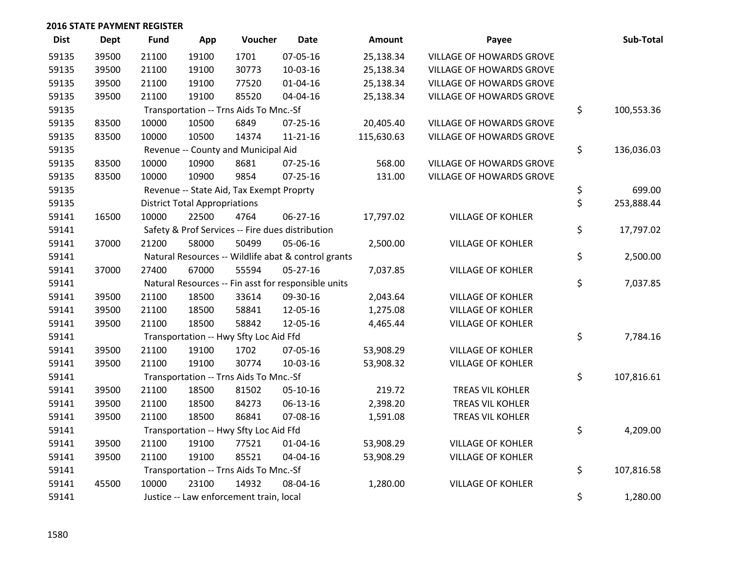## 2016 STATE PAYMENT REGISTER

| Dist | Dept | Fund | App | Voucher | Date | Amount | Payee | Sub-Total |
|---|---|---|---|---|---|---|---|---|
| 59135 | 39500 | 21100 | 19100 | 1701 | 07-05-16 | 25,138.34 | VILLAGE OF HOWARDS GROVE | |
| 59135 | 39500 | 21100 | 19100 | 30773 | 10-03-16 | 25,138.34 | VILLAGE OF HOWARDS GROVE | |
| 59135 | 39500 | 21100 | 19100 | 77520 | 01-04-16 | 25,138.34 | VILLAGE OF HOWARDS GROVE | |
| 59135 | 39500 | 21100 | 19100 | 85520 | 04-04-16 | 25,138.34 | VILLAGE OF HOWARDS GROVE | |
| 59135 | | Transportation -- Trns Aids To Mnc.-Sf | | | | | | $ 100,553.36 |
| 59135 | 83500 | 10000 | 10500 | 6849 | 07-25-16 | 20,405.40 | VILLAGE OF HOWARDS GROVE | |
| 59135 | 83500 | 10000 | 10500 | 14374 | 11-21-16 | 115,630.63 | VILLAGE OF HOWARDS GROVE | |
| 59135 | | Revenue -- County and Municipal Aid | | | | | | $ 136,036.03 |
| 59135 | 83500 | 10000 | 10900 | 8681 | 07-25-16 | 568.00 | VILLAGE OF HOWARDS GROVE | |
| 59135 | 83500 | 10000 | 10900 | 9854 | 07-25-16 | 131.00 | VILLAGE OF HOWARDS GROVE | |
| 59135 | | Revenue -- State Aid, Tax Exempt Proprty | | | | | | $ 699.00 |
| 59135 | | District Total Appropriations | | | | | | $ 253,888.44 |
| 59141 | 16500 | 10000 | 22500 | 4764 | 06-27-16 | 17,797.02 | VILLAGE OF KOHLER | |
| 59141 | | Safety & Prof Services -- Fire dues distribution | | | | | | $ 17,797.02 |
| 59141 | 37000 | 21200 | 58000 | 50499 | 05-06-16 | 2,500.00 | VILLAGE OF KOHLER | |
| 59141 | | Natural Resources -- Wildlife abat & control grants | | | | | | $ 2,500.00 |
| 59141 | 37000 | 27400 | 67000 | 55594 | 05-27-16 | 7,037.85 | VILLAGE OF KOHLER | |
| 59141 | | Natural Resources -- Fin asst for responsible units | | | | | | $ 7,037.85 |
| 59141 | 39500 | 21100 | 18500 | 33614 | 09-30-16 | 2,043.64 | VILLAGE OF KOHLER | |
| 59141 | 39500 | 21100 | 18500 | 58841 | 12-05-16 | 1,275.08 | VILLAGE OF KOHLER | |
| 59141 | 39500 | 21100 | 18500 | 58842 | 12-05-16 | 4,465.44 | VILLAGE OF KOHLER | |
| 59141 | | Transportation -- Hwy Sfty Loc Aid Ffd | | | | | | $ 7,784.16 |
| 59141 | 39500 | 21100 | 19100 | 1702 | 07-05-16 | 53,908.29 | VILLAGE OF KOHLER | |
| 59141 | 39500 | 21100 | 19100 | 30774 | 10-03-16 | 53,908.32 | VILLAGE OF KOHLER | |
| 59141 | | Transportation -- Trns Aids To Mnc.-Sf | | | | | | $ 107,816.61 |
| 59141 | 39500 | 21100 | 18500 | 81502 | 05-10-16 | 219.72 | TREAS VIL KOHLER | |
| 59141 | 39500 | 21100 | 18500 | 84273 | 06-13-16 | 2,398.20 | TREAS VIL KOHLER | |
| 59141 | 39500 | 21100 | 18500 | 86841 | 07-08-16 | 1,591.08 | TREAS VIL KOHLER | |
| 59141 | | Transportation -- Hwy Sfty Loc Aid Ffd | | | | | | $ 4,209.00 |
| 59141 | 39500 | 21100 | 19100 | 77521 | 01-04-16 | 53,908.29 | VILLAGE OF KOHLER | |
| 59141 | 39500 | 21100 | 19100 | 85521 | 04-04-16 | 53,908.29 | VILLAGE OF KOHLER | |
| 59141 | | Transportation -- Trns Aids To Mnc.-Sf | | | | | | $ 107,816.58 |
| 59141 | 45500 | 10000 | 23100 | 14932 | 08-04-16 | 1,280.00 | VILLAGE OF KOHLER | |
| 59141 | | Justice -- Law enforcement train, local | | | | | | $ 1,280.00 |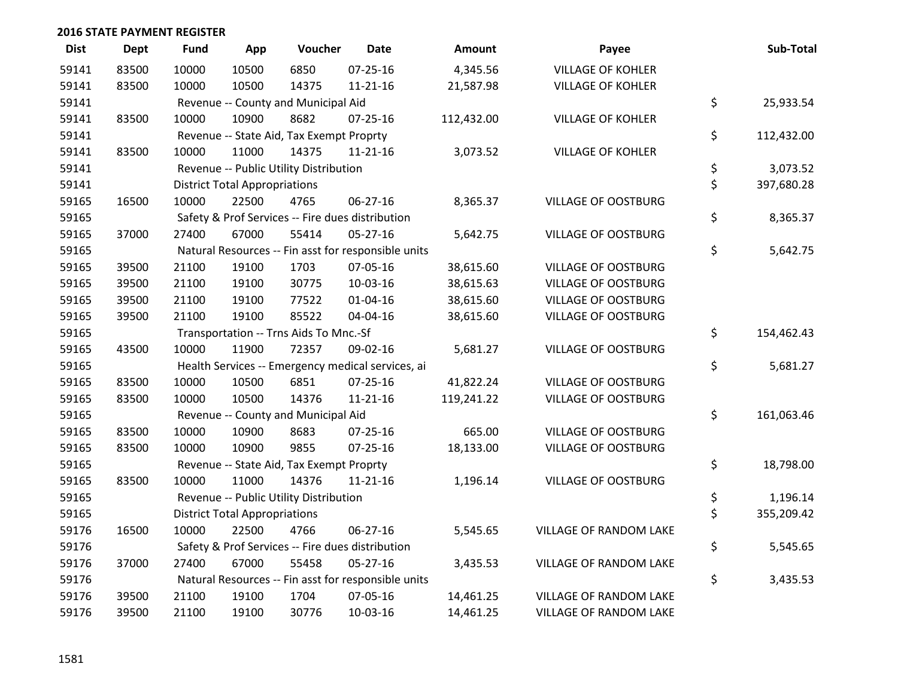## 2016 STATE PAYMENT REGISTER

| Dist | Dept | Fund | App | Voucher | Date | Amount | Payee | Sub-Total |
|---|---|---|---|---|---|---|---|---|
| 59141 | 83500 | 10000 | 10500 | 6850 | 07-25-16 | 4,345.56 | VILLAGE OF KOHLER | |
| 59141 | 83500 | 10000 | 10500 | 14375 | 11-21-16 | 21,587.98 | VILLAGE OF KOHLER | |
| 59141 | | Revenue -- County and Municipal Aid | | | | | | $ 25,933.54 |
| 59141 | 83500 | 10000 | 10900 | 8682 | 07-25-16 | 112,432.00 | VILLAGE OF KOHLER | |
| 59141 | | Revenue -- State Aid, Tax Exempt Proprty | | | | | | $ 112,432.00 |
| 59141 | 83500 | 10000 | 11000 | 14375 | 11-21-16 | 3,073.52 | VILLAGE OF KOHLER | |
| 59141 | | Revenue -- Public Utility Distribution | | | | | | $ 3,073.52 |
| 59141 | | District Total Appropriations | | | | | | $ 397,680.28 |
| 59165 | 16500 | 10000 | 22500 | 4765 | 06-27-16 | 8,365.37 | VILLAGE OF OOSTBURG | |
| 59165 | | Safety & Prof Services -- Fire dues distribution | | | | | | $ 8,365.37 |
| 59165 | 37000 | 27400 | 67000 | 55414 | 05-27-16 | 5,642.75 | VILLAGE OF OOSTBURG | |
| 59165 | | Natural Resources -- Fin asst for responsible units | | | | | | $ 5,642.75 |
| 59165 | 39500 | 21100 | 19100 | 1703 | 07-05-16 | 38,615.60 | VILLAGE OF OOSTBURG | |
| 59165 | 39500 | 21100 | 19100 | 30775 | 10-03-16 | 38,615.63 | VILLAGE OF OOSTBURG | |
| 59165 | 39500 | 21100 | 19100 | 77522 | 01-04-16 | 38,615.60 | VILLAGE OF OOSTBURG | |
| 59165 | 39500 | 21100 | 19100 | 85522 | 04-04-16 | 38,615.60 | VILLAGE OF OOSTBURG | |
| 59165 | | Transportation -- Trns Aids To Mnc.-Sf | | | | | | $ 154,462.43 |
| 59165 | 43500 | 10000 | 11900 | 72357 | 09-02-16 | 5,681.27 | VILLAGE OF OOSTBURG | |
| 59165 | | Health Services -- Emergency medical services, ai | | | | | | $ 5,681.27 |
| 59165 | 83500 | 10000 | 10500 | 6851 | 07-25-16 | 41,822.24 | VILLAGE OF OOSTBURG | |
| 59165 | 83500 | 10000 | 10500 | 14376 | 11-21-16 | 119,241.22 | VILLAGE OF OOSTBURG | |
| 59165 | | Revenue -- County and Municipal Aid | | | | | | $ 161,063.46 |
| 59165 | 83500 | 10000 | 10900 | 8683 | 07-25-16 | 665.00 | VILLAGE OF OOSTBURG | |
| 59165 | 83500 | 10000 | 10900 | 9855 | 07-25-16 | 18,133.00 | VILLAGE OF OOSTBURG | |
| 59165 | | Revenue -- State Aid, Tax Exempt Proprty | | | | | | $ 18,798.00 |
| 59165 | 83500 | 10000 | 11000 | 14376 | 11-21-16 | 1,196.14 | VILLAGE OF OOSTBURG | |
| 59165 | | Revenue -- Public Utility Distribution | | | | | | $ 1,196.14 |
| 59165 | | District Total Appropriations | | | | | | $ 355,209.42 |
| 59176 | 16500 | 10000 | 22500 | 4766 | 06-27-16 | 5,545.65 | VILLAGE OF RANDOM LAKE | |
| 59176 | | Safety & Prof Services -- Fire dues distribution | | | | | | $ 5,545.65 |
| 59176 | 37000 | 27400 | 67000 | 55458 | 05-27-16 | 3,435.53 | VILLAGE OF RANDOM LAKE | |
| 59176 | | Natural Resources -- Fin asst for responsible units | | | | | | $ 3,435.53 |
| 59176 | 39500 | 21100 | 19100 | 1704 | 07-05-16 | 14,461.25 | VILLAGE OF RANDOM LAKE | |
| 59176 | 39500 | 21100 | 19100 | 30776 | 10-03-16 | 14,461.25 | VILLAGE OF RANDOM LAKE | |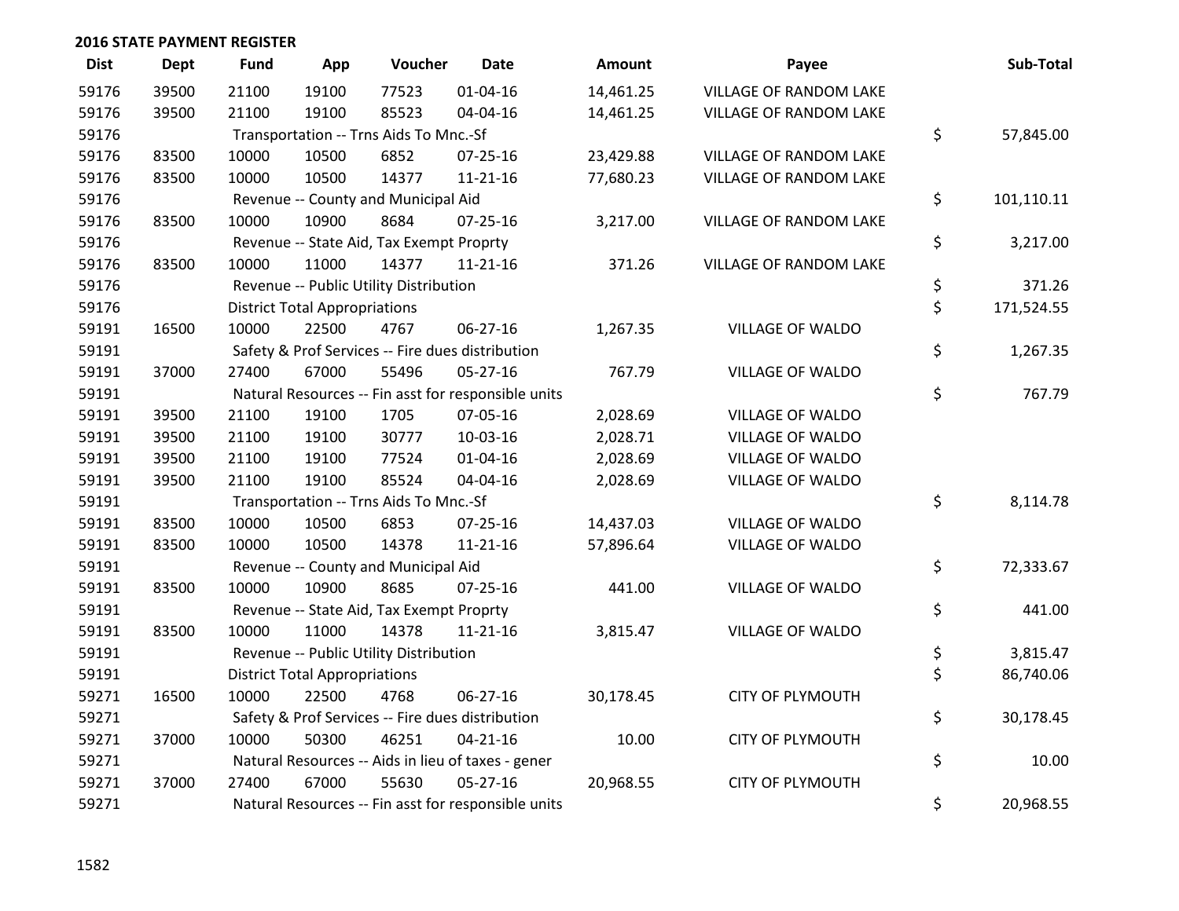## 2016 STATE PAYMENT REGISTER

| Dist | Dept | Fund | App | Voucher | Date | Amount | Payee | Sub-Total |
|---|---|---|---|---|---|---|---|---|
| 59176 | 39500 | 21100 | 19100 | 77523 | 01-04-16 | 14,461.25 | VILLAGE OF RANDOM LAKE | |
| 59176 | 39500 | 21100 | 19100 | 85523 | 04-04-16 | 14,461.25 | VILLAGE OF RANDOM LAKE | |
| 59176 | | Transportation -- Trns Aids To Mnc.-Sf | | | | | | $ 57,845.00 |
| 59176 | 83500 | 10000 | 10500 | 6852 | 07-25-16 | 23,429.88 | VILLAGE OF RANDOM LAKE | |
| 59176 | 83500 | 10000 | 10500 | 14377 | 11-21-16 | 77,680.23 | VILLAGE OF RANDOM LAKE | |
| 59176 | | Revenue -- County and Municipal Aid | | | | | | $ 101,110.11 |
| 59176 | 83500 | 10000 | 10900 | 8684 | 07-25-16 | 3,217.00 | VILLAGE OF RANDOM LAKE | |
| 59176 | | Revenue -- State Aid, Tax Exempt Proprty | | | | | | $ 3,217.00 |
| 59176 | 83500 | 10000 | 11000 | 14377 | 11-21-16 | 371.26 | VILLAGE OF RANDOM LAKE | |
| 59176 | | Revenue -- Public Utility Distribution | | | | | | $ 371.26 |
| 59176 | | District Total Appropriations | | | | | | $ 171,524.55 |
| 59191 | 16500 | 10000 | 22500 | 4767 | 06-27-16 | 1,267.35 | VILLAGE OF WALDO | |
| 59191 | | Safety & Prof Services -- Fire dues distribution | | | | | | $ 1,267.35 |
| 59191 | 37000 | 27400 | 67000 | 55496 | 05-27-16 | 767.79 | VILLAGE OF WALDO | |
| 59191 | | Natural Resources -- Fin asst for responsible units | | | | | | $ 767.79 |
| 59191 | 39500 | 21100 | 19100 | 1705 | 07-05-16 | 2,028.69 | VILLAGE OF WALDO | |
| 59191 | 39500 | 21100 | 19100 | 30777 | 10-03-16 | 2,028.71 | VILLAGE OF WALDO | |
| 59191 | 39500 | 21100 | 19100 | 77524 | 01-04-16 | 2,028.69 | VILLAGE OF WALDO | |
| 59191 | 39500 | 21100 | 19100 | 85524 | 04-04-16 | 2,028.69 | VILLAGE OF WALDO | |
| 59191 | | Transportation -- Trns Aids To Mnc.-Sf | | | | | | $ 8,114.78 |
| 59191 | 83500 | 10000 | 10500 | 6853 | 07-25-16 | 14,437.03 | VILLAGE OF WALDO | |
| 59191 | 83500 | 10000 | 10500 | 14378 | 11-21-16 | 57,896.64 | VILLAGE OF WALDO | |
| 59191 | | Revenue -- County and Municipal Aid | | | | | | $ 72,333.67 |
| 59191 | 83500 | 10000 | 10900 | 8685 | 07-25-16 | 441.00 | VILLAGE OF WALDO | |
| 59191 | | Revenue -- State Aid, Tax Exempt Proprty | | | | | | $ 441.00 |
| 59191 | 83500 | 10000 | 11000 | 14378 | 11-21-16 | 3,815.47 | VILLAGE OF WALDO | |
| 59191 | | Revenue -- Public Utility Distribution | | | | | | $ 3,815.47 |
| 59191 | | District Total Appropriations | | | | | | $ 86,740.06 |
| 59271 | 16500 | 10000 | 22500 | 4768 | 06-27-16 | 30,178.45 | CITY OF PLYMOUTH | |
| 59271 | | Safety & Prof Services -- Fire dues distribution | | | | | | $ 30,178.45 |
| 59271 | 37000 | 10000 | 50300 | 46251 | 04-21-16 | 10.00 | CITY OF PLYMOUTH | |
| 59271 | | Natural Resources -- Aids in lieu of taxes - gener | | | | | | $ 10.00 |
| 59271 | 37000 | 27400 | 67000 | 55630 | 05-27-16 | 20,968.55 | CITY OF PLYMOUTH | |
| 59271 | | Natural Resources -- Fin asst for responsible units | | | | | | $ 20,968.55 |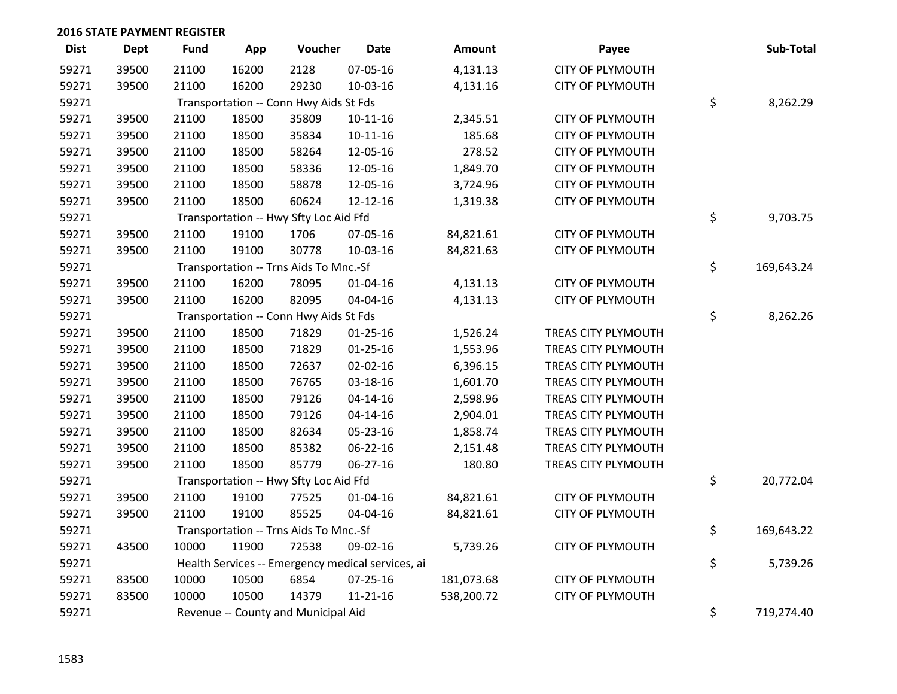## 2016 STATE PAYMENT REGISTER

| Dist | Dept | Fund | App | Voucher | Date | Amount | Payee | | Sub-Total |
|---|---|---|---|---|---|---|---|---|---|
| 59271 | 39500 | 21100 | 16200 | 2128 | 07-05-16 | 4,131.13 | CITY OF PLYMOUTH | | |
| 59271 | 39500 | 21100 | 16200 | 29230 | 10-03-16 | 4,131.16 | CITY OF PLYMOUTH | | |
| 59271 | | Transportation -- Conn Hwy Aids St Fds | | | | | | $ | 8,262.29 |
| 59271 | 39500 | 21100 | 18500 | 35809 | 10-11-16 | 2,345.51 | CITY OF PLYMOUTH | | |
| 59271 | 39500 | 21100 | 18500 | 35834 | 10-11-16 | 185.68 | CITY OF PLYMOUTH | | |
| 59271 | 39500 | 21100 | 18500 | 58264 | 12-05-16 | 278.52 | CITY OF PLYMOUTH | | |
| 59271 | 39500 | 21100 | 18500 | 58336 | 12-05-16 | 1,849.70 | CITY OF PLYMOUTH | | |
| 59271 | 39500 | 21100 | 18500 | 58878 | 12-05-16 | 3,724.96 | CITY OF PLYMOUTH | | |
| 59271 | 39500 | 21100 | 18500 | 60624 | 12-12-16 | 1,319.38 | CITY OF PLYMOUTH | | |
| 59271 | | Transportation -- Hwy Sfty Loc Aid Ffd | | | | | | $ | 9,703.75 |
| 59271 | 39500 | 21100 | 19100 | 1706 | 07-05-16 | 84,821.61 | CITY OF PLYMOUTH | | |
| 59271 | 39500 | 21100 | 19100 | 30778 | 10-03-16 | 84,821.63 | CITY OF PLYMOUTH | | |
| 59271 | | Transportation -- Trns Aids To Mnc.-Sf | | | | | | $ | 169,643.24 |
| 59271 | 39500 | 21100 | 16200 | 78095 | 01-04-16 | 4,131.13 | CITY OF PLYMOUTH | | |
| 59271 | 39500 | 21100 | 16200 | 82095 | 04-04-16 | 4,131.13 | CITY OF PLYMOUTH | | |
| 59271 | | Transportation -- Conn Hwy Aids St Fds | | | | | | $ | 8,262.26 |
| 59271 | 39500 | 21100 | 18500 | 71829 | 01-25-16 | 1,526.24 | TREAS CITY PLYMOUTH | | |
| 59271 | 39500 | 21100 | 18500 | 71829 | 01-25-16 | 1,553.96 | TREAS CITY PLYMOUTH | | |
| 59271 | 39500 | 21100 | 18500 | 72637 | 02-02-16 | 6,396.15 | TREAS CITY PLYMOUTH | | |
| 59271 | 39500 | 21100 | 18500 | 76765 | 03-18-16 | 1,601.70 | TREAS CITY PLYMOUTH | | |
| 59271 | 39500 | 21100 | 18500 | 79126 | 04-14-16 | 2,598.96 | TREAS CITY PLYMOUTH | | |
| 59271 | 39500 | 21100 | 18500 | 79126 | 04-14-16 | 2,904.01 | TREAS CITY PLYMOUTH | | |
| 59271 | 39500 | 21100 | 18500 | 82634 | 05-23-16 | 1,858.74 | TREAS CITY PLYMOUTH | | |
| 59271 | 39500 | 21100 | 18500 | 85382 | 06-22-16 | 2,151.48 | TREAS CITY PLYMOUTH | | |
| 59271 | 39500 | 21100 | 18500 | 85779 | 06-27-16 | 180.80 | TREAS CITY PLYMOUTH | | |
| 59271 | | Transportation -- Hwy Sfty Loc Aid Ffd | | | | | | $ | 20,772.04 |
| 59271 | 39500 | 21100 | 19100 | 77525 | 01-04-16 | 84,821.61 | CITY OF PLYMOUTH | | |
| 59271 | 39500 | 21100 | 19100 | 85525 | 04-04-16 | 84,821.61 | CITY OF PLYMOUTH | | |
| 59271 | | Transportation -- Trns Aids To Mnc.-Sf | | | | | | $ | 169,643.22 |
| 59271 | 43500 | 10000 | 11900 | 72538 | 09-02-16 | 5,739.26 | CITY OF PLYMOUTH | | |
| 59271 | | Health Services -- Emergency medical services, ai | | | | | | $ | 5,739.26 |
| 59271 | 83500 | 10000 | 10500 | 6854 | 07-25-16 | 181,073.68 | CITY OF PLYMOUTH | | |
| 59271 | 83500 | 10000 | 10500 | 14379 | 11-21-16 | 538,200.72 | CITY OF PLYMOUTH | | |
| 59271 | | Revenue -- County and Municipal Aid | | | | | | $ | 719,274.40 |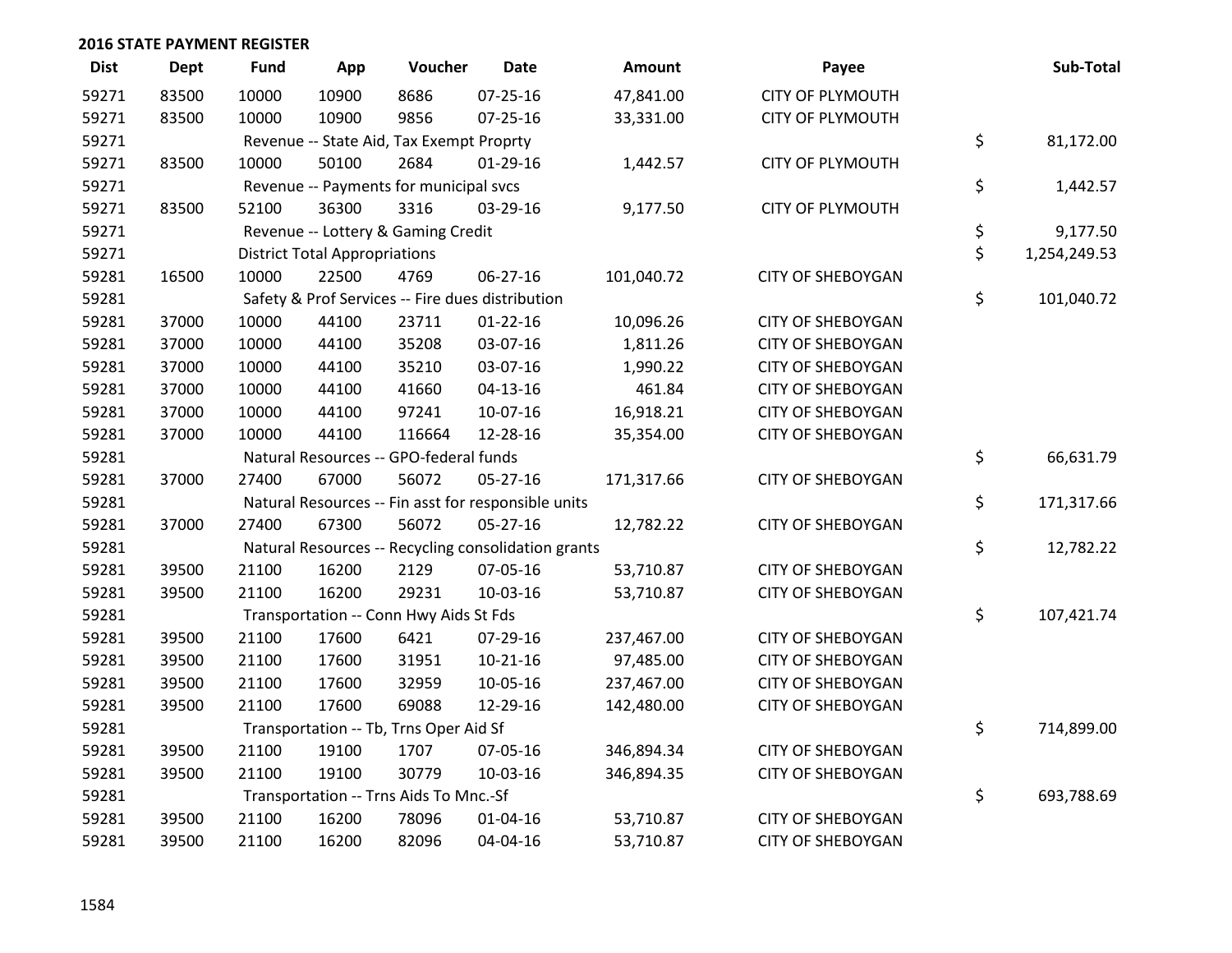## 2016 STATE PAYMENT REGISTER

| Dist | Dept | Fund | App | Voucher | Date | Amount | Payee | Sub-Total |
|---|---|---|---|---|---|---|---|---|
| 59271 | 83500 | 10000 | 10900 | 8686 | 07-25-16 | 47,841.00 | CITY OF PLYMOUTH | |
| 59271 | 83500 | 10000 | 10900 | 9856 | 07-25-16 | 33,331.00 | CITY OF PLYMOUTH | |
| 59271 | | Revenue -- State Aid, Tax Exempt Proprty | | | | | | $ 81,172.00 |
| 59271 | 83500 | 10000 | 50100 | 2684 | 01-29-16 | 1,442.57 | CITY OF PLYMOUTH | |
| 59271 | | Revenue -- Payments for municipal svcs | | | | | | $ 1,442.57 |
| 59271 | 83500 | 52100 | 36300 | 3316 | 03-29-16 | 9,177.50 | CITY OF PLYMOUTH | |
| 59271 | | Revenue -- Lottery & Gaming Credit | | | | | | $ 9,177.50 |
| 59271 | | District Total Appropriations | | | | | | $ 1,254,249.53 |
| 59281 | 16500 | 10000 | 22500 | 4769 | 06-27-16 | 101,040.72 | CITY OF SHEBOYGAN | |
| 59281 | | Safety & Prof Services -- Fire dues distribution | | | | | | $ 101,040.72 |
| 59281 | 37000 | 10000 | 44100 | 23711 | 01-22-16 | 10,096.26 | CITY OF SHEBOYGAN | |
| 59281 | 37000 | 10000 | 44100 | 35208 | 03-07-16 | 1,811.26 | CITY OF SHEBOYGAN | |
| 59281 | 37000 | 10000 | 44100 | 35210 | 03-07-16 | 1,990.22 | CITY OF SHEBOYGAN | |
| 59281 | 37000 | 10000 | 44100 | 41660 | 04-13-16 | 461.84 | CITY OF SHEBOYGAN | |
| 59281 | 37000 | 10000 | 44100 | 97241 | 10-07-16 | 16,918.21 | CITY OF SHEBOYGAN | |
| 59281 | 37000 | 10000 | 44100 | 116664 | 12-28-16 | 35,354.00 | CITY OF SHEBOYGAN | |
| 59281 | | Natural Resources -- GPO-federal funds | | | | | | $ 66,631.79 |
| 59281 | 37000 | 27400 | 67000 | 56072 | 05-27-16 | 171,317.66 | CITY OF SHEBOYGAN | |
| 59281 | | Natural Resources -- Fin asst for responsible units | | | | | | $ 171,317.66 |
| 59281 | 37000 | 27400 | 67300 | 56072 | 05-27-16 | 12,782.22 | CITY OF SHEBOYGAN | |
| 59281 | | Natural Resources -- Recycling consolidation grants | | | | | | $ 12,782.22 |
| 59281 | 39500 | 21100 | 16200 | 2129 | 07-05-16 | 53,710.87 | CITY OF SHEBOYGAN | |
| 59281 | 39500 | 21100 | 16200 | 29231 | 10-03-16 | 53,710.87 | CITY OF SHEBOYGAN | |
| 59281 | | Transportation -- Conn Hwy Aids St Fds | | | | | | $ 107,421.74 |
| 59281 | 39500 | 21100 | 17600 | 6421 | 07-29-16 | 237,467.00 | CITY OF SHEBOYGAN | |
| 59281 | 39500 | 21100 | 17600 | 31951 | 10-21-16 | 97,485.00 | CITY OF SHEBOYGAN | |
| 59281 | 39500 | 21100 | 17600 | 32959 | 10-05-16 | 237,467.00 | CITY OF SHEBOYGAN | |
| 59281 | 39500 | 21100 | 17600 | 69088 | 12-29-16 | 142,480.00 | CITY OF SHEBOYGAN | |
| 59281 | | Transportation -- Tb, Trns Oper Aid Sf | | | | | | $ 714,899.00 |
| 59281 | 39500 | 21100 | 19100 | 1707 | 07-05-16 | 346,894.34 | CITY OF SHEBOYGAN | |
| 59281 | 39500 | 21100 | 19100 | 30779 | 10-03-16 | 346,894.35 | CITY OF SHEBOYGAN | |
| 59281 | | Transportation -- Trns Aids To Mnc.-Sf | | | | | | $ 693,788.69 |
| 59281 | 39500 | 21100 | 16200 | 78096 | 01-04-16 | 53,710.87 | CITY OF SHEBOYGAN | |
| 59281 | 39500 | 21100 | 16200 | 82096 | 04-04-16 | 53,710.87 | CITY OF SHEBOYGAN | |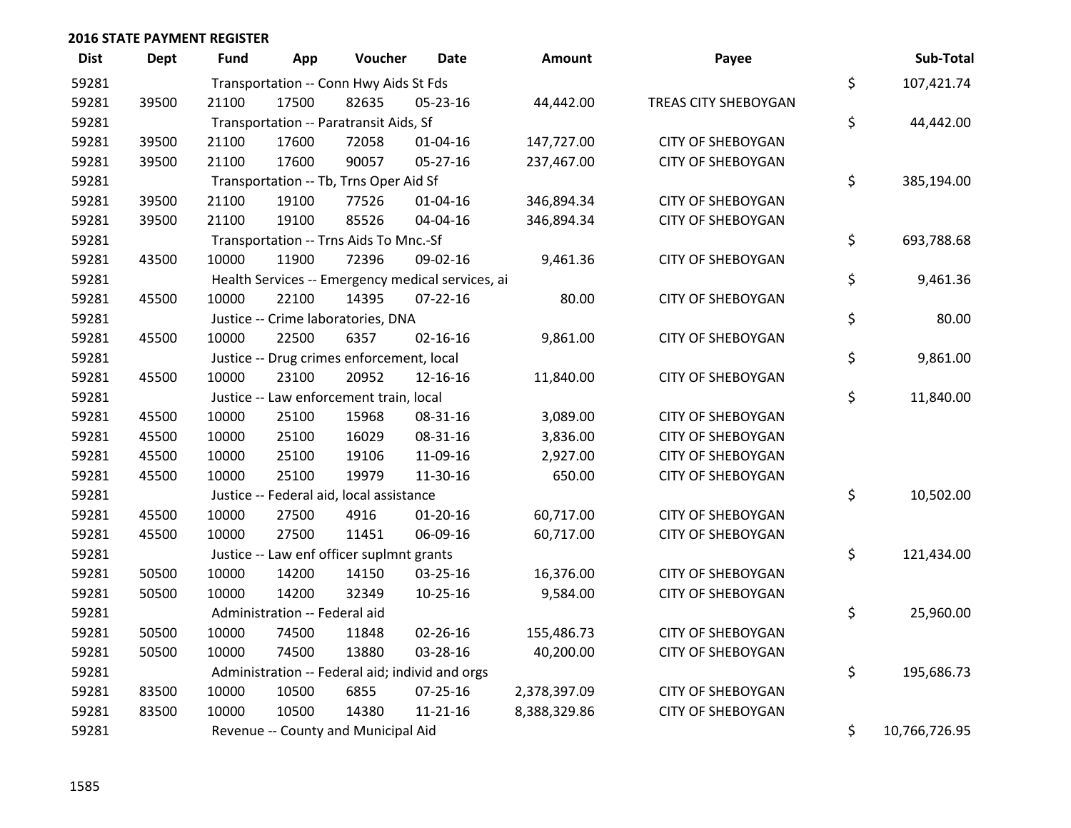## 2016 STATE PAYMENT REGISTER

| Dist | Dept | Fund | App | Voucher | Date | Amount | Payee | | Sub-Total |
|---|---|---|---|---|---|---|---|---|---|
| 59281 | | Transportation -- Conn Hwy Aids St Fds | | | | | | $ | 107,421.74 |
| 59281 | 39500 | 21100 | 17500 | 82635 | 05-23-16 | 44,442.00 | TREAS CITY SHEBOYGAN | | |
| 59281 | | Transportation -- Paratransit Aids, Sf | | | | | | $ | 44,442.00 |
| 59281 | 39500 | 21100 | 17600 | 72058 | 01-04-16 | 147,727.00 | CITY OF SHEBOYGAN | | |
| 59281 | 39500 | 21100 | 17600 | 90057 | 05-27-16 | 237,467.00 | CITY OF SHEBOYGAN | | |
| 59281 | | Transportation -- Tb, Trns Oper Aid Sf | | | | | | $ | 385,194.00 |
| 59281 | 39500 | 21100 | 19100 | 77526 | 01-04-16 | 346,894.34 | CITY OF SHEBOYGAN | | |
| 59281 | 39500 | 21100 | 19100 | 85526 | 04-04-16 | 346,894.34 | CITY OF SHEBOYGAN | | |
| 59281 | | Transportation -- Trns Aids To Mnc.-Sf | | | | | | $ | 693,788.68 |
| 59281 | 43500 | 10000 | 11900 | 72396 | 09-02-16 | 9,461.36 | CITY OF SHEBOYGAN | | |
| 59281 | | Health Services -- Emergency medical services, ai | | | | | | $ | 9,461.36 |
| 59281 | 45500 | 10000 | 22100 | 14395 | 07-22-16 | 80.00 | CITY OF SHEBOYGAN | | |
| 59281 | | Justice -- Crime laboratories, DNA | | | | | | $ | 80.00 |
| 59281 | 45500 | 10000 | 22500 | 6357 | 02-16-16 | 9,861.00 | CITY OF SHEBOYGAN | | |
| 59281 | | Justice -- Drug crimes enforcement, local | | | | | | $ | 9,861.00 |
| 59281 | 45500 | 10000 | 23100 | 20952 | 12-16-16 | 11,840.00 | CITY OF SHEBOYGAN | | |
| 59281 | | Justice -- Law enforcement train, local | | | | | | $ | 11,840.00 |
| 59281 | 45500 | 10000 | 25100 | 15968 | 08-31-16 | 3,089.00 | CITY OF SHEBOYGAN | | |
| 59281 | 45500 | 10000 | 25100 | 16029 | 08-31-16 | 3,836.00 | CITY OF SHEBOYGAN | | |
| 59281 | 45500 | 10000 | 25100 | 19106 | 11-09-16 | 2,927.00 | CITY OF SHEBOYGAN | | |
| 59281 | 45500 | 10000 | 25100 | 19979 | 11-30-16 | 650.00 | CITY OF SHEBOYGAN | | |
| 59281 | | Justice -- Federal aid, local assistance | | | | | | $ | 10,502.00 |
| 59281 | 45500 | 10000 | 27500 | 4916 | 01-20-16 | 60,717.00 | CITY OF SHEBOYGAN | | |
| 59281 | 45500 | 10000 | 27500 | 11451 | 06-09-16 | 60,717.00 | CITY OF SHEBOYGAN | | |
| 59281 | | Justice -- Law enf officer suplmnt grants | | | | | | $ | 121,434.00 |
| 59281 | 50500 | 10000 | 14200 | 14150 | 03-25-16 | 16,376.00 | CITY OF SHEBOYGAN | | |
| 59281 | 50500 | 10000 | 14200 | 32349 | 10-25-16 | 9,584.00 | CITY OF SHEBOYGAN | | |
| 59281 | | Administration -- Federal aid | | | | | | $ | 25,960.00 |
| 59281 | 50500 | 10000 | 74500 | 11848 | 02-26-16 | 155,486.73 | CITY OF SHEBOYGAN | | |
| 59281 | 50500 | 10000 | 74500 | 13880 | 03-28-16 | 40,200.00 | CITY OF SHEBOYGAN | | |
| 59281 | | Administration -- Federal aid; individ and orgs | | | | | | $ | 195,686.73 |
| 59281 | 83500 | 10000 | 10500 | 6855 | 07-25-16 | 2,378,397.09 | CITY OF SHEBOYGAN | | |
| 59281 | 83500 | 10000 | 10500 | 14380 | 11-21-16 | 8,388,329.86 | CITY OF SHEBOYGAN | | |
| 59281 | | Revenue -- County and Municipal Aid | | | | | | $ | 10,766,726.95 |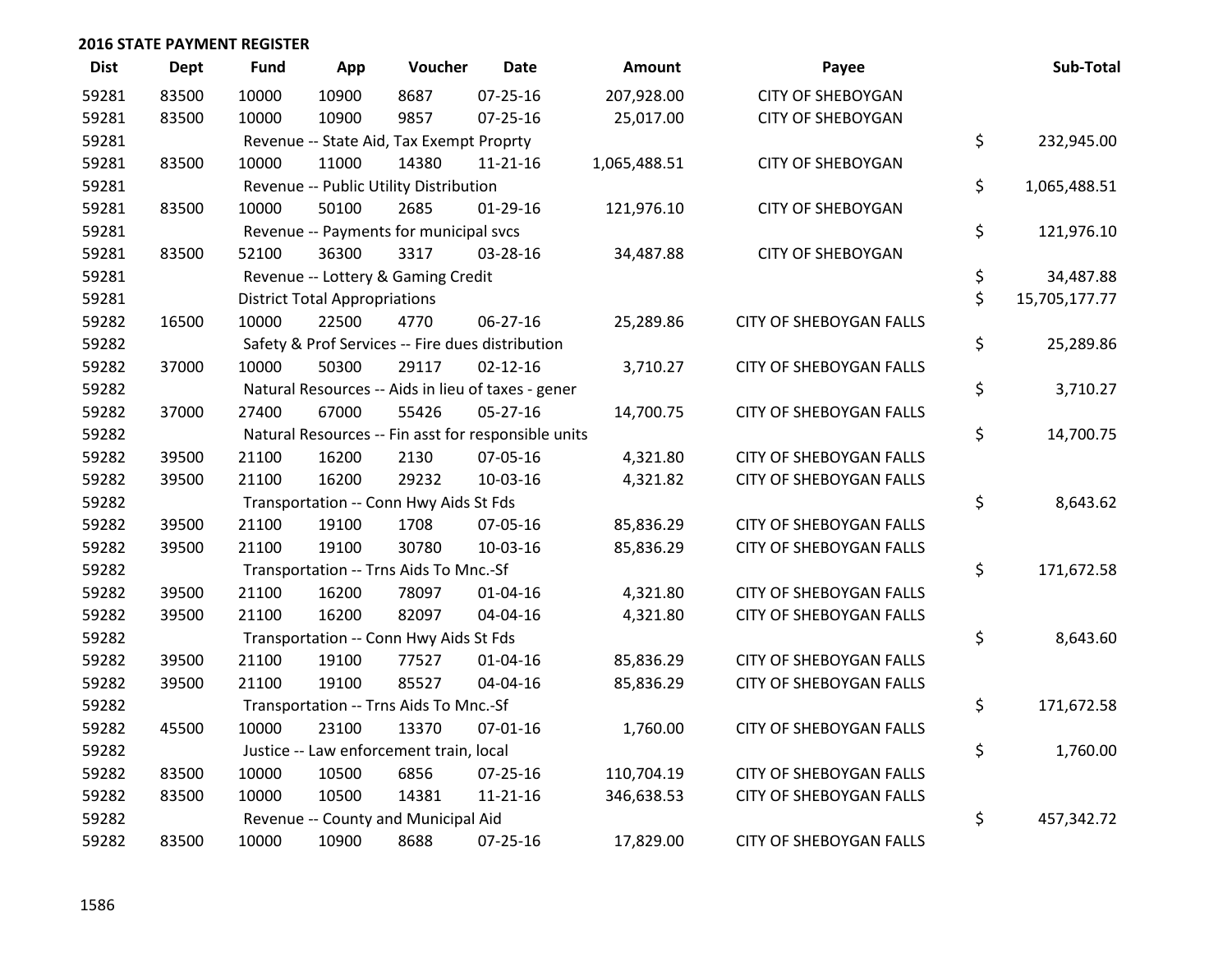## 2016 STATE PAYMENT REGISTER

| Dist | Dept | Fund | App | Voucher | Date | Amount | Payee | Sub-Total |
|---|---|---|---|---|---|---|---|---|
| 59281 | 83500 | 10000 | 10900 | 8687 | 07-25-16 | 207,928.00 | CITY OF SHEBOYGAN | |
| 59281 | 83500 | 10000 | 10900 | 9857 | 07-25-16 | 25,017.00 | CITY OF SHEBOYGAN | |
| 59281 | | Revenue -- State Aid, Tax Exempt Proprty | | | | | | $ 232,945.00 |
| 59281 | 83500 | 10000 | 11000 | 14380 | 11-21-16 | 1,065,488.51 | CITY OF SHEBOYGAN | |
| 59281 | | Revenue -- Public Utility Distribution | | | | | | $ 1,065,488.51 |
| 59281 | 83500 | 10000 | 50100 | 2685 | 01-29-16 | 121,976.10 | CITY OF SHEBOYGAN | |
| 59281 | | Revenue -- Payments for municipal svcs | | | | | | $ 121,976.10 |
| 59281 | 83500 | 52100 | 36300 | 3317 | 03-28-16 | 34,487.88 | CITY OF SHEBOYGAN | |
| 59281 | | Revenue -- Lottery & Gaming Credit | | | | | | $ 34,487.88 |
| 59281 | | District Total Appropriations | | | | | | $ 15,705,177.77 |
| 59282 | 16500 | 10000 | 22500 | 4770 | 06-27-16 | 25,289.86 | CITY OF SHEBOYGAN FALLS | |
| 59282 | | Safety & Prof Services -- Fire dues distribution | | | | | | $ 25,289.86 |
| 59282 | 37000 | 10000 | 50300 | 29117 | 02-12-16 | 3,710.27 | CITY OF SHEBOYGAN FALLS | |
| 59282 | | Natural Resources -- Aids in lieu of taxes - gener | | | | | | $ 3,710.27 |
| 59282 | 37000 | 27400 | 67000 | 55426 | 05-27-16 | 14,700.75 | CITY OF SHEBOYGAN FALLS | |
| 59282 | | Natural Resources -- Fin asst for responsible units | | | | | | $ 14,700.75 |
| 59282 | 39500 | 21100 | 16200 | 2130 | 07-05-16 | 4,321.80 | CITY OF SHEBOYGAN FALLS | |
| 59282 | 39500 | 21100 | 16200 | 29232 | 10-03-16 | 4,321.82 | CITY OF SHEBOYGAN FALLS | |
| 59282 | | Transportation -- Conn Hwy Aids St Fds | | | | | | $ 8,643.62 |
| 59282 | 39500 | 21100 | 19100 | 1708 | 07-05-16 | 85,836.29 | CITY OF SHEBOYGAN FALLS | |
| 59282 | 39500 | 21100 | 19100 | 30780 | 10-03-16 | 85,836.29 | CITY OF SHEBOYGAN FALLS | |
| 59282 | | Transportation -- Trns Aids To Mnc.-Sf | | | | | | $ 171,672.58 |
| 59282 | 39500 | 21100 | 16200 | 78097 | 01-04-16 | 4,321.80 | CITY OF SHEBOYGAN FALLS | |
| 59282 | 39500 | 21100 | 16200 | 82097 | 04-04-16 | 4,321.80 | CITY OF SHEBOYGAN FALLS | |
| 59282 | | Transportation -- Conn Hwy Aids St Fds | | | | | | $ 8,643.60 |
| 59282 | 39500 | 21100 | 19100 | 77527 | 01-04-16 | 85,836.29 | CITY OF SHEBOYGAN FALLS | |
| 59282 | 39500 | 21100 | 19100 | 85527 | 04-04-16 | 85,836.29 | CITY OF SHEBOYGAN FALLS | |
| 59282 | | Transportation -- Trns Aids To Mnc.-Sf | | | | | | $ 171,672.58 |
| 59282 | 45500 | 10000 | 23100 | 13370 | 07-01-16 | 1,760.00 | CITY OF SHEBOYGAN FALLS | |
| 59282 | | Justice -- Law enforcement train, local | | | | | | $ 1,760.00 |
| 59282 | 83500 | 10000 | 10500 | 6856 | 07-25-16 | 110,704.19 | CITY OF SHEBOYGAN FALLS | |
| 59282 | 83500 | 10000 | 10500 | 14381 | 11-21-16 | 346,638.53 | CITY OF SHEBOYGAN FALLS | |
| 59282 | | Revenue -- County and Municipal Aid | | | | | | $ 457,342.72 |
| 59282 | 83500 | 10000 | 10900 | 8688 | 07-25-16 | 17,829.00 | CITY OF SHEBOYGAN FALLS | |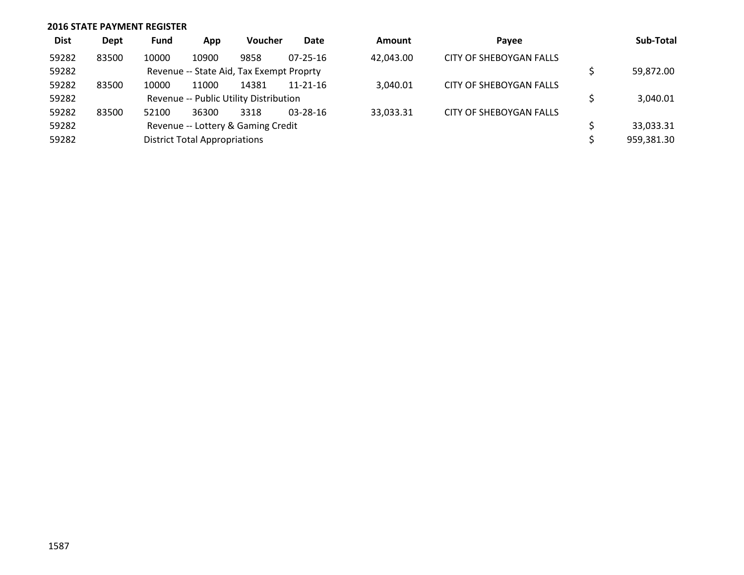## 2016 STATE PAYMENT REGISTER

| Dist | Dept | Fund | App | Voucher | Date | Amount | Payee | Sub-Total |
|---|---|---|---|---|---|---|---|---|
| 59282 | 83500 | 10000 | 10900 | 9858 | 07-25-16 | 42,043.00 | CITY OF SHEBOYGAN FALLS | |
| 59282 | | Revenue -- State Aid, Tax Exempt Proprty | | | | | | $ 59,872.00 |
| 59282 | 83500 | 10000 | 11000 | 14381 | 11-21-16 | 3,040.01 | CITY OF SHEBOYGAN FALLS | |
| 59282 | | Revenue -- Public Utility Distribution | | | | | | $ 3,040.01 |
| 59282 | 83500 | 52100 | 36300 | 3318 | 03-28-16 | 33,033.31 | CITY OF SHEBOYGAN FALLS | |
| 59282 | | Revenue -- Lottery & Gaming Credit | | | | | | $ 33,033.31 |
| 59282 | | District Total Appropriations | | | | | | $ 959,381.30 |